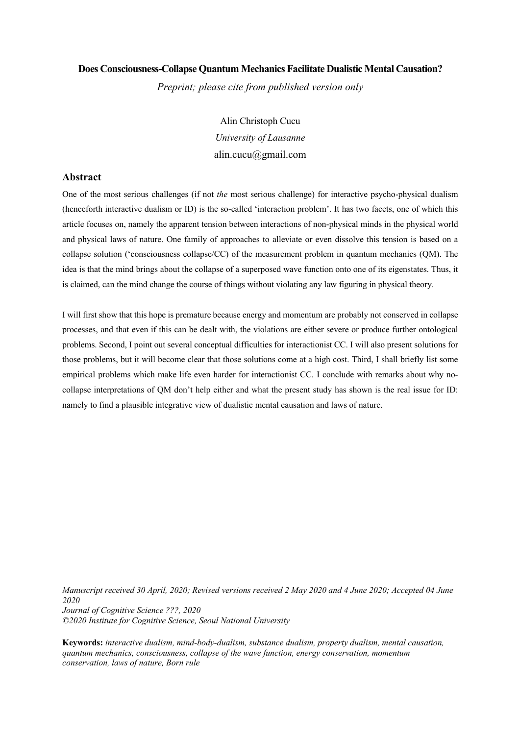**Does Consciousness-Collapse Quantum Mechanics Facilitate Dualistic Mental Causation?**

*Preprint; please cite from published version only*

Alin Christoph Cucu

*University of Lausanne*

alin.cucu@gmail.com

## Abstract

One of the most serious challenges (if not *the* most serious challenge) for interactive psycho-physical dualism (henceforth interactive dualism or ID) is the so-called 'interaction problem'. It has two facets, one of which this article focuses on, namely the apparent tension between interactions of non-physical minds in the physical world and physical laws of nature. One family of approaches to alleviate or even dissolve this tension is based on a collapse solution ('consciousness collapse/CC) of the measurement problem in quantum mechanics (QM). The idea is that the mind brings about the collapse of a superposed wave function onto one of its eigenstates. Thus, it is claimed, can the mind change the course of things without violating any law figuring in physical theory.

I will first show that this hope is premature because energy and momentum are probably not conserved in collapse processes, and that even if this can be dealt with, the violations are either severe or produce further ontological problems. Second, I point out several conceptual difficulties for interactionist CC. I will also present solutions for those problems, but it will become clear that those solutions come at a high cost. Third, I shall briefly list some empirical problems which make life even harder for interactionist CC. I conclude with remarks about why no-collapse interpretations of QM don't help either and what the present study has shown is the real issue for ID: namely to find a plausible integrative view of dualistic mental causation and laws of nature.

*Manuscript received 30 April, 2020; Revised versions received 2 May 2020 and 4 June 2020; Accepted 04 June 2020*
*Journal of Cognitive Science ???, 2020*
*©2020 Institute for Cognitive Science, Seoul National University*

**Keywords:** *interactive dualism, mind-body-dualism, substance dualism, property dualism, mental causation, quantum mechanics, consciousness, collapse of the wave function, energy conservation, momentum conservation, laws of nature, Born rule*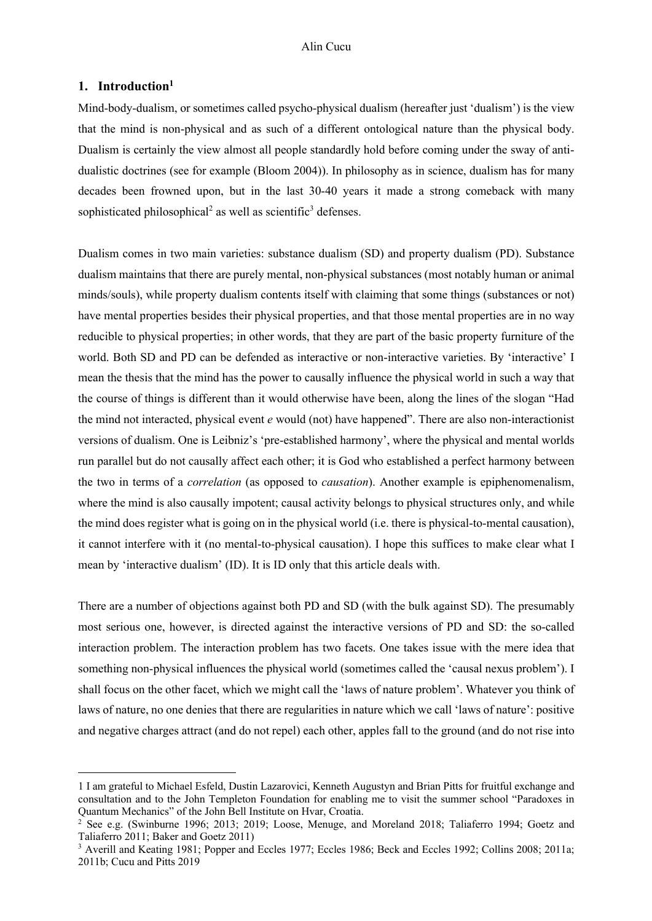## 1. Introduction[1]

Mind-body-dualism, or sometimes called psycho-physical dualism (hereafter just 'dualism') is the view that the mind is non-physical and as such of a different ontological nature than the physical body. Dualism is certainly the view almost all people standardly hold before coming under the sway of anti-dualistic doctrines (see for example (Bloom 2004)). In philosophy as in science, dualism has for many decades been frowned upon, but in the last 30-40 years it made a strong comeback with many sophisticated philosophical[2] as well as scientific[3] defenses.

Dualism comes in two main varieties: substance dualism (SD) and property dualism (PD). Substance dualism maintains that there are purely mental, non-physical substances (most notably human or animal minds/souls), while property dualism contents itself with claiming that some things (substances or not) have mental properties besides their physical properties, and that those mental properties are in no way reducible to physical properties; in other words, that they are part of the basic property furniture of the world. Both SD and PD can be defended as interactive or non-interactive varieties. By 'interactive' I mean the thesis that the mind has the power to causally influence the physical world in such a way that the course of things is different than it would otherwise have been, along the lines of the slogan "Had the mind not interacted, physical event *e* would (not) have happened". There are also non-interactionist versions of dualism. One is Leibniz's 'pre-established harmony', where the physical and mental worlds run parallel but do not causally affect each other; it is God who established a perfect harmony between the two in terms of a *correlation* (as opposed to *causation*). Another example is epiphenomenalism, where the mind is also causally impotent; causal activity belongs to physical structures only, and while the mind does register what is going on in the physical world (i.e. there is physical-to-mental causation), it cannot interfere with it (no mental-to-physical causation). I hope this suffices to make clear what I mean by 'interactive dualism' (ID). It is ID only that this article deals with.

There are a number of objections against both PD and SD (with the bulk against SD). The presumably most serious one, however, is directed against the interactive versions of PD and SD: the so-called interaction problem. The interaction problem has two facets. One takes issue with the mere idea that something non-physical influences the physical world (sometimes called the 'causal nexus problem'). I shall focus on the other facet, which we might call the 'laws of nature problem'. Whatever you think of laws of nature, no one denies that there are regularities in nature which we call 'laws of nature': positive and negative charges attract (and do not repel) each other, apples fall to the ground (and do not rise into

---

1 I am grateful to Michael Esfeld, Dustin Lazarovici, Kenneth Augustyn and Brian Pitts for fruitful exchange and consultation and to the John Templeton Foundation for enabling me to visit the summer school "Paradoxes in Quantum Mechanics" of the John Bell Institute on Hvar, Croatia.

2 See e.g. (Swinburne 1996; 2013; 2019; Loose, Menuge, and Moreland 2018; Taliaferro 1994; Goetz and Taliaferro 2011; Baker and Goetz 2011)

3 Averill and Keating 1981; Popper and Eccles 1977; Eccles 1986; Beck and Eccles 1992; Collins 2008; 2011a; 2011b; Cucu and Pitts 2019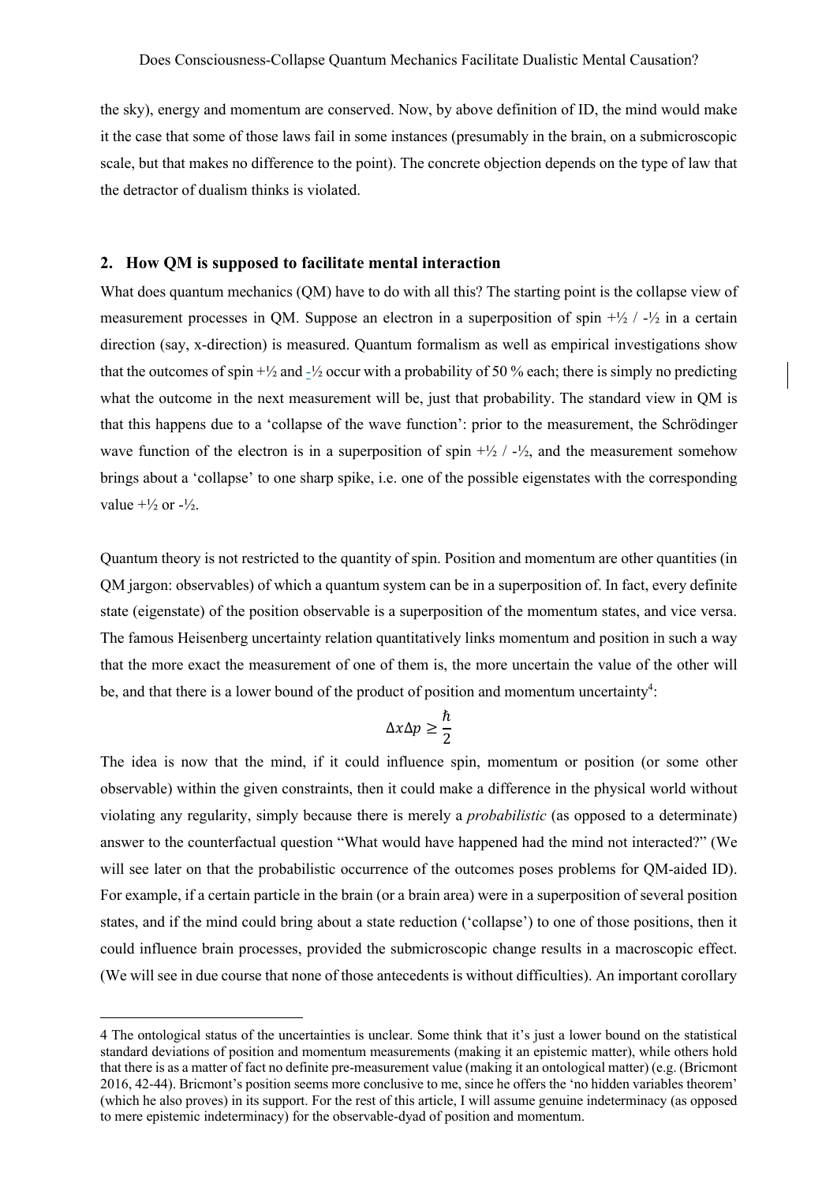the sky), energy and momentum are conserved. Now, by above definition of ID, the mind would make it the case that some of those laws fail in some instances (presumably in the brain, on a submicroscopic scale, but that makes no difference to the point). The concrete objection depends on the type of law that the detractor of dualism thinks is violated.

## 2. How QM is supposed to facilitate mental interaction

What does quantum mechanics (QM) have to do with all this? The starting point is the collapse view of measurement processes in QM. Suppose an electron in a superposition of spin +½ / -½ in a certain direction (say, x-direction) is measured. Quantum formalism as well as empirical investigations show that the outcomes of spin +½ and -½ occur with a probability of 50 % each; there is simply no predicting what the outcome in the next measurement will be, just that probability. The standard view in QM is that this happens due to a 'collapse of the wave function': prior to the measurement, the Schrödinger wave function of the electron is in a superposition of spin +½ / -½, and the measurement somehow brings about a 'collapse' to one sharp spike, i.e. one of the possible eigenstates with the corresponding value +½ or -½.

Quantum theory is not restricted to the quantity of spin. Position and momentum are other quantities (in QM jargon: observables) of which a quantum system can be in a superposition of. In fact, every definite state (eigenstate) of the position observable is a superposition of the momentum states, and vice versa. The famous Heisenberg uncertainty relation quantitatively links momentum and position in such a way that the more exact the measurement of one of them is, the more uncertain the value of the other will be, and that there is a lower bound of the product of position and momentum uncertainty[4]:

$$\Delta x \Delta p \geq \frac{\hbar}{2}$$

The idea is now that the mind, if it could influence spin, momentum or position (or some other observable) within the given constraints, then it could make a difference in the physical world without violating any regularity, simply because there is merely a *probabilistic* (as opposed to a determinate) answer to the counterfactual question "What would have happened had the mind not interacted?" (We will see later on that the probabilistic occurrence of the outcomes poses problems for QM-aided ID). For example, if a certain particle in the brain (or a brain area) were in a superposition of several position states, and if the mind could bring about a state reduction ('collapse') to one of those positions, then it could influence brain processes, provided the submicroscopic change results in a macroscopic effect. (We will see in due course that none of those antecedents is without difficulties). An important corollary

---

4 The ontological status of the uncertainties is unclear. Some think that it's just a lower bound on the statistical standard deviations of position and momentum measurements (making it an epistemic matter), while others hold that there is as a matter of fact no definite pre-measurement value (making it an ontological matter) (e.g. (Bricmont 2016, 42-44). Bricmont's position seems more conclusive to me, since he offers the 'no hidden variables theorem' (which he also proves) in its support. For the rest of this article, I will assume genuine indeterminacy (as opposed to mere epistemic indeterminacy) for the observable-dyad of position and momentum.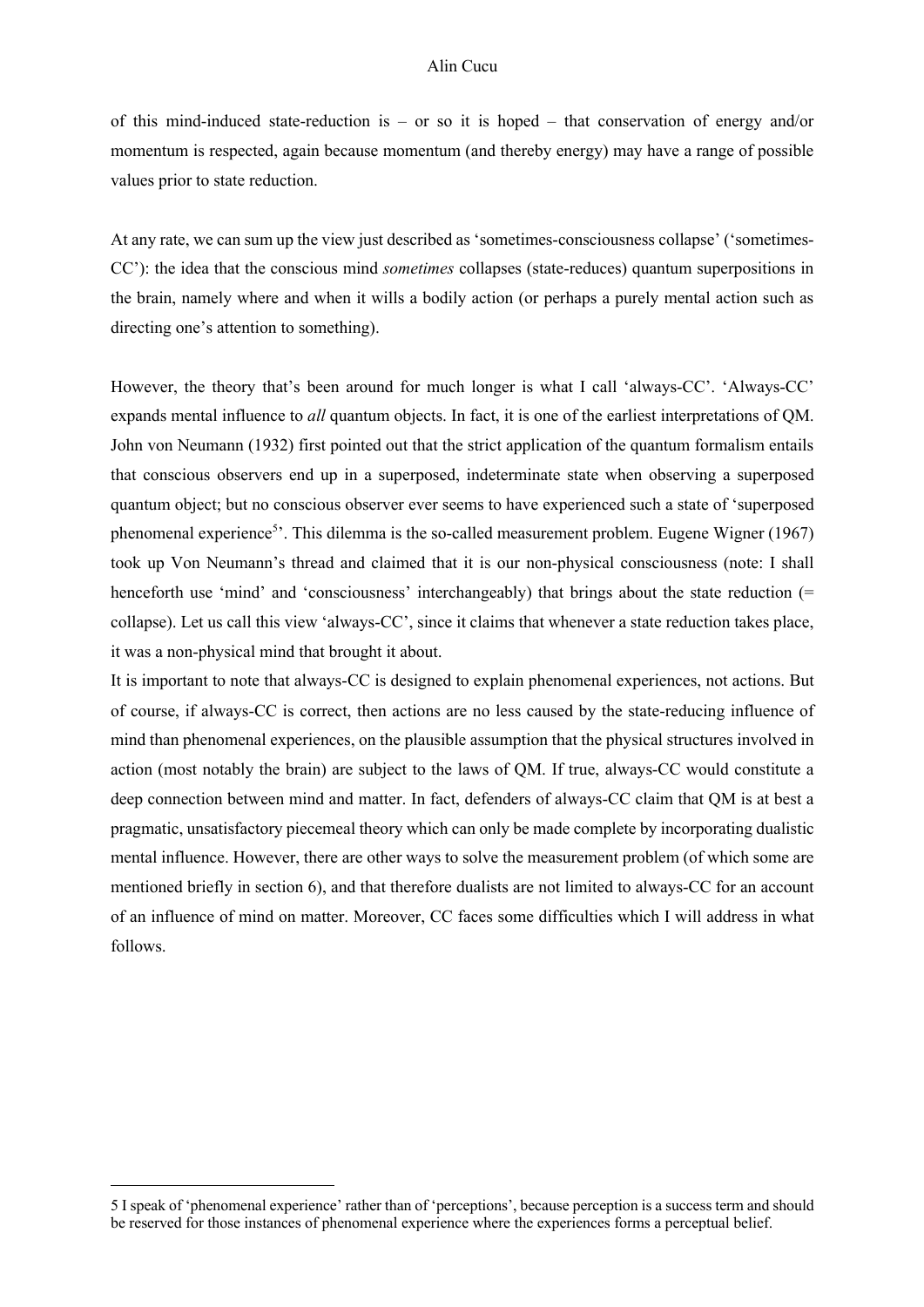of this mind-induced state-reduction is – or so it is hoped – that conservation of energy and/or momentum is respected, again because momentum (and thereby energy) may have a range of possible values prior to state reduction.

At any rate, we can sum up the view just described as 'sometimes-consciousness collapse' ('sometimes-CC'): the idea that the conscious mind *sometimes* collapses (state-reduces) quantum superpositions in the brain, namely where and when it wills a bodily action (or perhaps a purely mental action such as directing one's attention to something).

However, the theory that's been around for much longer is what I call 'always-CC'. 'Always-CC' expands mental influence to *all* quantum objects. In fact, it is one of the earliest interpretations of QM. John von Neumann (1932) first pointed out that the strict application of the quantum formalism entails that conscious observers end up in a superposed, indeterminate state when observing a superposed quantum object; but no conscious observer ever seems to have experienced such a state of 'superposed phenomenal experience[5]'. This dilemma is the so-called measurement problem. Eugene Wigner (1967) took up Von Neumann's thread and claimed that it is our non-physical consciousness (note: I shall henceforth use 'mind' and 'consciousness' interchangeably) that brings about the state reduction (= collapse). Let us call this view 'always-CC', since it claims that whenever a state reduction takes place, it was a non-physical mind that brought it about.

It is important to note that always-CC is designed to explain phenomenal experiences, not actions. But of course, if always-CC is correct, then actions are no less caused by the state-reducing influence of mind than phenomenal experiences, on the plausible assumption that the physical structures involved in action (most notably the brain) are subject to the laws of QM. If true, always-CC would constitute a deep connection between mind and matter. In fact, defenders of always-CC claim that QM is at best a pragmatic, unsatisfactory piecemeal theory which can only be made complete by incorporating dualistic mental influence. However, there are other ways to solve the measurement problem (of which some are mentioned briefly in section 6), and that therefore dualists are not limited to always-CC for an account of an influence of mind on matter. Moreover, CC faces some difficulties which I will address in what follows.

---

5 I speak of 'phenomenal experience' rather than of 'perceptions', because perception is a success term and should be reserved for those instances of phenomenal experience where the experiences forms a perceptual belief.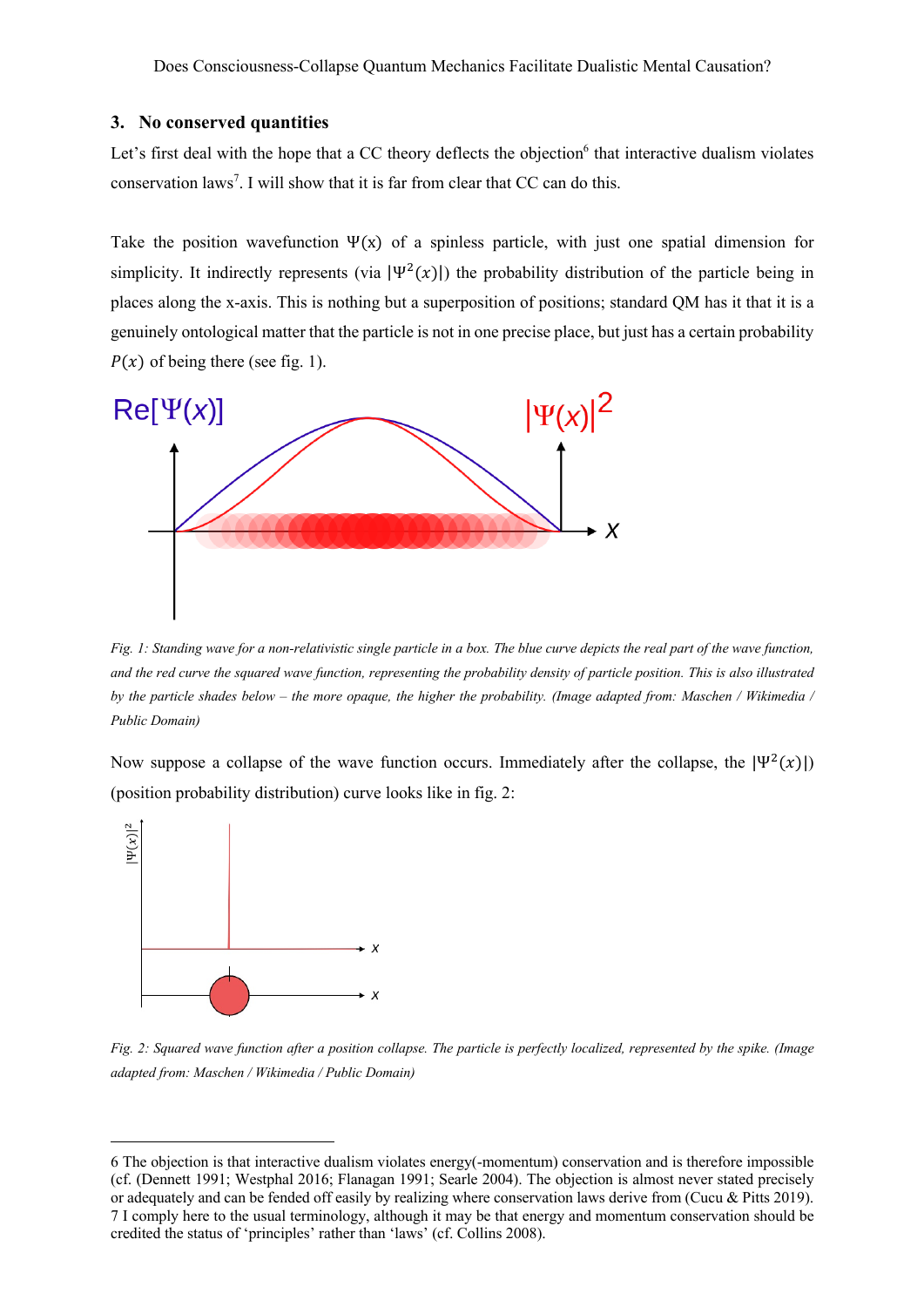## 3. No conserved quantities

Let's first deal with the hope that a CC theory deflects the objection[6] that interactive dualism violates conservation laws[7]. I will show that it is far from clear that CC can do this.

Take the position wavefunction $\Psi(x)$ of a spinless particle, with just one spatial dimension for simplicity. It indirectly represents (via $|\Psi^2(x)|$) the probability distribution of the particle being in places along the x-axis. This is nothing but a superposition of positions; standard QM has it that it is a genuinely ontological matter that the particle is not in one precise place, but just has a certain probability $P(x)$ of being there (see fig. 1).

*Fig. 1: Standing wave for a non-relativistic single particle in a box. The blue curve depicts the real part of the wave function, and the red curve the squared wave function, representing the probability density of particle position. This is also illustrated by the particle shades below – the more opaque, the higher the probability. (Image adapted from: Maschen / Wikimedia / Public Domain)*

Now suppose a collapse of the wave function occurs. Immediately after the collapse, the $|\Psi^2(x)|$ (position probability distribution) curve looks like in fig. 2:

*Fig. 2: Squared wave function after a position collapse. The particle is perfectly localized, represented by the spike. (Image adapted from: Maschen / Wikimedia / Public Domain)*

---

6 The objection is that interactive dualism violates energy(-momentum) conservation and is therefore impossible (cf. (Dennett 1991; Westphal 2016; Flanagan 1991; Searle 2004). The objection is almost never stated precisely or adequately and can be fended off easily by realizing where conservation laws derive from (Cucu & Pitts 2019).

7 I comply here to the usual terminology, although it may be that energy and momentum conservation should be credited the status of 'principles' rather than 'laws' (cf. Collins 2008).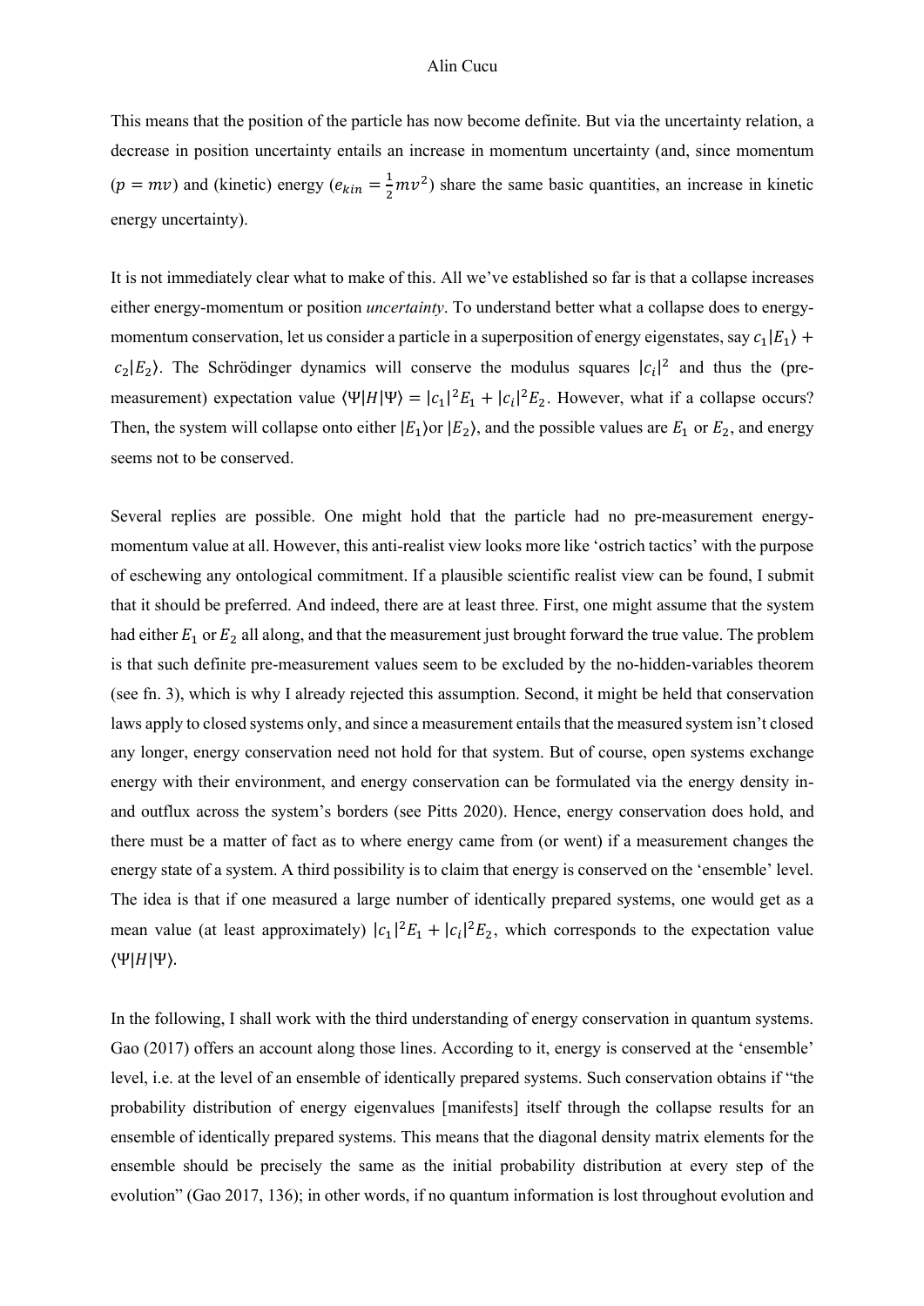This means that the position of the particle has now become definite. But via the uncertainty relation, a decrease in position uncertainty entails an increase in momentum uncertainty (and, since momentum ($p = mv$) and (kinetic) energy ($e_{kin} = \frac{1}{2}mv^2$) share the same basic quantities, an increase in kinetic energy uncertainty).

It is not immediately clear what to make of this. All we've established so far is that a collapse increases either energy-momentum or position *uncertainty*. To understand better what a collapse does to energy-momentum conservation, let us consider a particle in a superposition of energy eigenstates, say $c_1|E_1\rangle + c_2|E_2\rangle$. The Schrödinger dynamics will conserve the modulus squares $|c_i|^2$ and thus the (pre-measurement) expectation value $\langle\Psi|H|\Psi\rangle = |c_1|^2 E_1 + |c_i|^2 E_2$. However, what if a collapse occurs? Then, the system will collapse onto either $|E_1\rangle$or $|E_2\rangle$, and the possible values are $E_1$ or $E_2$, and energy seems not to be conserved.

Several replies are possible. One might hold that the particle had no pre-measurement energy-momentum value at all. However, this anti-realist view looks more like 'ostrich tactics' with the purpose of eschewing any ontological commitment. If a plausible scientific realist view can be found, I submit that it should be preferred. And indeed, there are at least three. First, one might assume that the system had either $E_1$ or $E_2$ all along, and that the measurement just brought forward the true value. The problem is that such definite pre-measurement values seem to be excluded by the no-hidden-variables theorem (see fn. 3), which is why I already rejected this assumption. Second, it might be held that conservation laws apply to closed systems only, and since a measurement entails that the measured system isn't closed any longer, energy conservation need not hold for that system. But of course, open systems exchange energy with their environment, and energy conservation can be formulated via the energy density in- and outflux across the system's borders (see Pitts 2020). Hence, energy conservation does hold, and there must be a matter of fact as to where energy came from (or went) if a measurement changes the energy state of a system. A third possibility is to claim that energy is conserved on the 'ensemble' level. The idea is that if one measured a large number of identically prepared systems, one would get as a mean value (at least approximately) $|c_1|^2 E_1 + |c_i|^2 E_2$, which corresponds to the expectation value $\langle\Psi|H|\Psi\rangle$.

In the following, I shall work with the third understanding of energy conservation in quantum systems. Gao (2017) offers an account along those lines. According to it, energy is conserved at the 'ensemble' level, i.e. at the level of an ensemble of identically prepared systems. Such conservation obtains if "the probability distribution of energy eigenvalues [manifests] itself through the collapse results for an ensemble of identically prepared systems. This means that the diagonal density matrix elements for the ensemble should be precisely the same as the initial probability distribution at every step of the evolution" (Gao 2017, 136); in other words, if no quantum information is lost throughout evolution and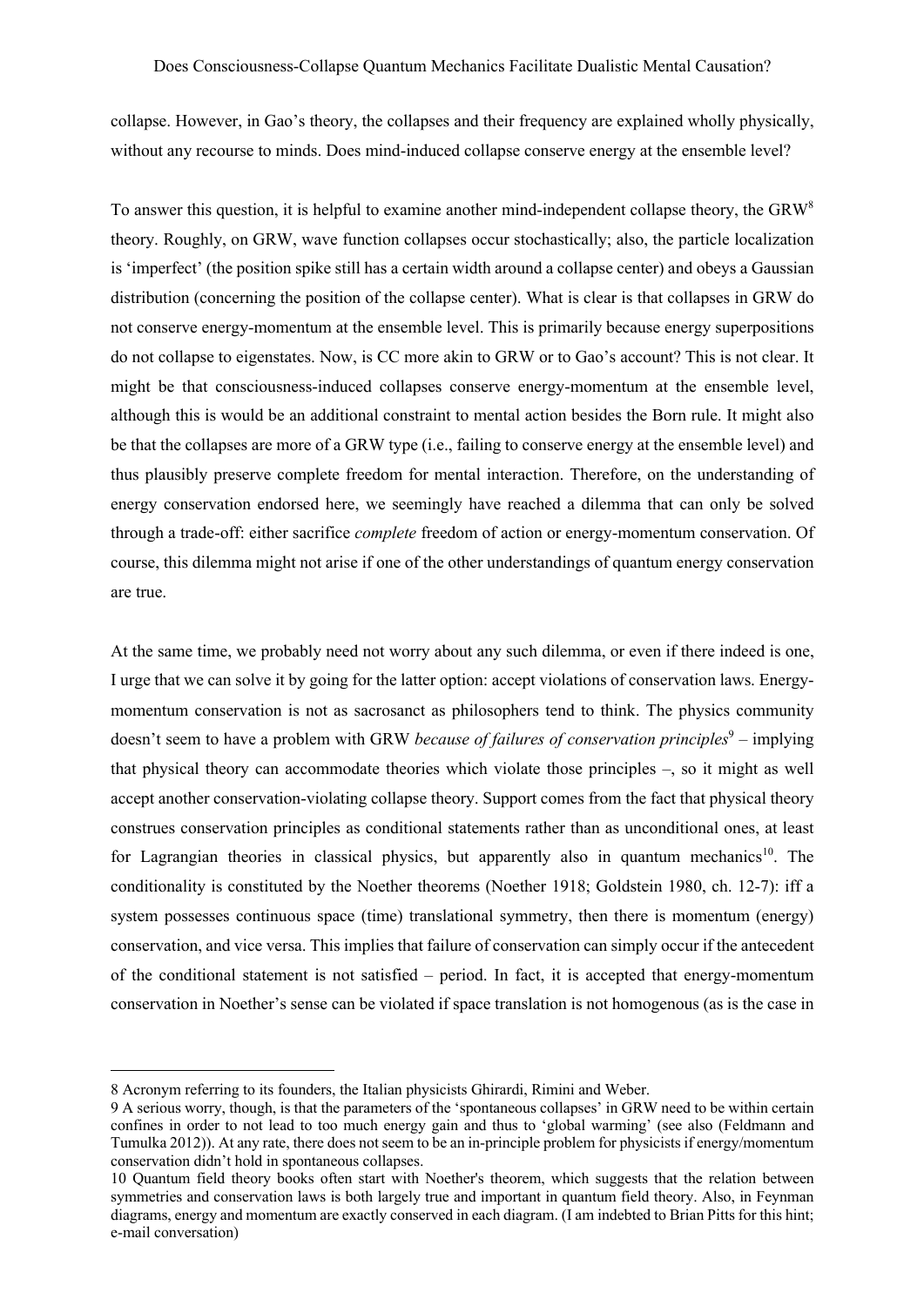collapse. However, in Gao's theory, the collapses and their frequency are explained wholly physically, without any recourse to minds. Does mind-induced collapse conserve energy at the ensemble level?

To answer this question, it is helpful to examine another mind-independent collapse theory, the GRW[8] theory. Roughly, on GRW, wave function collapses occur stochastically; also, the particle localization is 'imperfect' (the position spike still has a certain width around a collapse center) and obeys a Gaussian distribution (concerning the position of the collapse center). What is clear is that collapses in GRW do not conserve energy-momentum at the ensemble level. This is primarily because energy superpositions do not collapse to eigenstates. Now, is CC more akin to GRW or to Gao's account? This is not clear. It might be that consciousness-induced collapses conserve energy-momentum at the ensemble level, although this is would be an additional constraint to mental action besides the Born rule. It might also be that the collapses are more of a GRW type (i.e., failing to conserve energy at the ensemble level) and thus plausibly preserve complete freedom for mental interaction. Therefore, on the understanding of energy conservation endorsed here, we seemingly have reached a dilemma that can only be solved through a trade-off: either sacrifice *complete* freedom of action or energy-momentum conservation. Of course, this dilemma might not arise if one of the other understandings of quantum energy conservation are true.

At the same time, we probably need not worry about any such dilemma, or even if there indeed is one, I urge that we can solve it by going for the latter option: accept violations of conservation laws. Energy-momentum conservation is not as sacrosanct as philosophers tend to think. The physics community doesn't seem to have a problem with GRW *because of failures of conservation principles*[9] – implying that physical theory can accommodate theories which violate those principles –, so it might as well accept another conservation-violating collapse theory. Support comes from the fact that physical theory construes conservation principles as conditional statements rather than as unconditional ones, at least for Lagrangian theories in classical physics, but apparently also in quantum mechanics[10]. The conditionality is constituted by the Noether theorems (Noether 1918; Goldstein 1980, ch. 12-7): iff a system possesses continuous space (time) translational symmetry, then there is momentum (energy) conservation, and vice versa. This implies that failure of conservation can simply occur if the antecedent of the conditional statement is not satisfied – period. In fact, it is accepted that energy-momentum conservation in Noether's sense can be violated if space translation is not homogenous (as is the case in

---

8 Acronym referring to its founders, the Italian physicists Ghirardi, Rimini and Weber.

9 A serious worry, though, is that the parameters of the 'spontaneous collapses' in GRW need to be within certain confines in order to not lead to too much energy gain and thus to 'global warming' (see also (Feldmann and Tumulka 2012)). At any rate, there does not seem to be an in-principle problem for physicists if energy/momentum conservation didn't hold in spontaneous collapses.

10 Quantum field theory books often start with Noether's theorem, which suggests that the relation between symmetries and conservation laws is both largely true and important in quantum field theory. Also, in Feynman diagrams, energy and momentum are exactly conserved in each diagram. (I am indebted to Brian Pitts for this hint; e-mail conversation)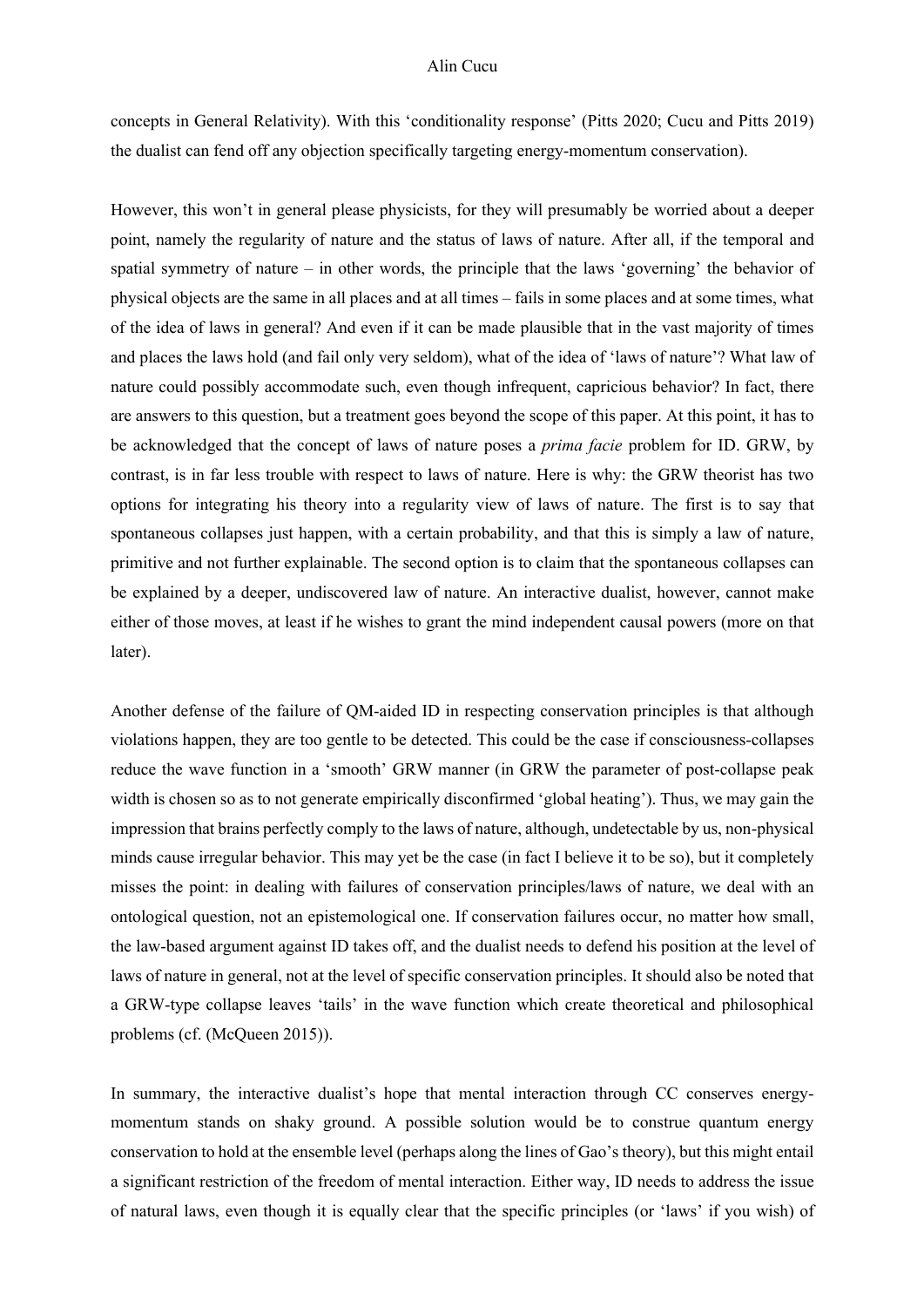concepts in General Relativity). With this 'conditionality response' (Pitts 2020; Cucu and Pitts 2019) the dualist can fend off any objection specifically targeting energy-momentum conservation).

However, this won't in general please physicists, for they will presumably be worried about a deeper point, namely the regularity of nature and the status of laws of nature. After all, if the temporal and spatial symmetry of nature – in other words, the principle that the laws 'governing' the behavior of physical objects are the same in all places and at all times – fails in some places and at some times, what of the idea of laws in general? And even if it can be made plausible that in the vast majority of times and places the laws hold (and fail only very seldom), what of the idea of 'laws of nature'? What law of nature could possibly accommodate such, even though infrequent, capricious behavior? In fact, there are answers to this question, but a treatment goes beyond the scope of this paper. At this point, it has to be acknowledged that the concept of laws of nature poses a *prima facie* problem for ID. GRW, by contrast, is in far less trouble with respect to laws of nature. Here is why: the GRW theorist has two options for integrating his theory into a regularity view of laws of nature. The first is to say that spontaneous collapses just happen, with a certain probability, and that this is simply a law of nature, primitive and not further explainable. The second option is to claim that the spontaneous collapses can be explained by a deeper, undiscovered law of nature. An interactive dualist, however, cannot make either of those moves, at least if he wishes to grant the mind independent causal powers (more on that later).

Another defense of the failure of QM-aided ID in respecting conservation principles is that although violations happen, they are too gentle to be detected. This could be the case if consciousness-collapses reduce the wave function in a 'smooth' GRW manner (in GRW the parameter of post-collapse peak width is chosen so as to not generate empirically disconfirmed 'global heating'). Thus, we may gain the impression that brains perfectly comply to the laws of nature, although, undetectable by us, non-physical minds cause irregular behavior. This may yet be the case (in fact I believe it to be so), but it completely misses the point: in dealing with failures of conservation principles/laws of nature, we deal with an ontological question, not an epistemological one. If conservation failures occur, no matter how small, the law-based argument against ID takes off, and the dualist needs to defend his position at the level of laws of nature in general, not at the level of specific conservation principles. It should also be noted that a GRW-type collapse leaves 'tails' in the wave function which create theoretical and philosophical problems (cf. (McQueen 2015)).

In summary, the interactive dualist's hope that mental interaction through CC conserves energy-momentum stands on shaky ground. A possible solution would be to construe quantum energy conservation to hold at the ensemble level (perhaps along the lines of Gao's theory), but this might entail a significant restriction of the freedom of mental interaction. Either way, ID needs to address the issue of natural laws, even though it is equally clear that the specific principles (or 'laws' if you wish) of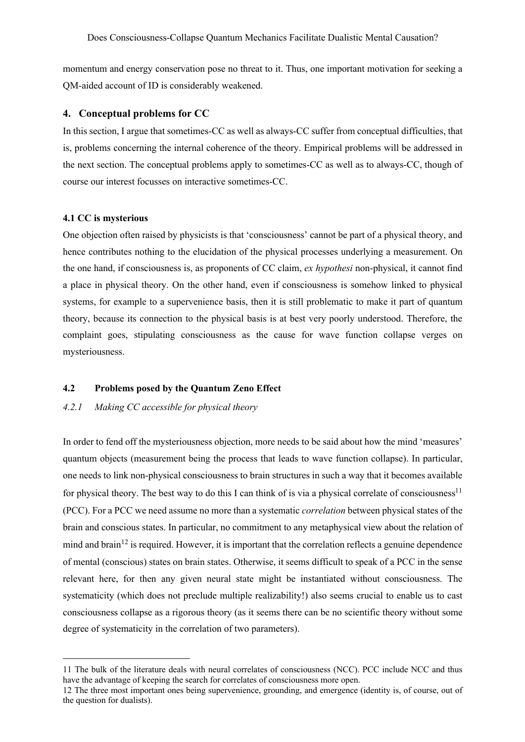momentum and energy conservation pose no threat to it. Thus, one important motivation for seeking a QM-aided account of ID is considerably weakened.

## 4. Conceptual problems for CC

In this section, I argue that sometimes-CC as well as always-CC suffer from conceptual difficulties, that is, problems concerning the internal coherence of the theory. Empirical problems will be addressed in the next section. The conceptual problems apply to sometimes-CC as well as to always-CC, though of course our interest focusses on interactive sometimes-CC.

### 4.1 CC is mysterious

One objection often raised by physicists is that 'consciousness' cannot be part of a physical theory, and hence contributes nothing to the elucidation of the physical processes underlying a measurement. On the one hand, if consciousness is, as proponents of CC claim, *ex hypothesi* non-physical, it cannot find a place in physical theory. On the other hand, even if consciousness is somehow linked to physical systems, for example to a supervenience basis, then it is still problematic to make it part of quantum theory, because its connection to the physical basis is at best very poorly understood. Therefore, the complaint goes, stipulating consciousness as the cause for wave function collapse verges on mysteriousness.

### 4.2 Problems posed by the Quantum Zeno Effect

#### *4.2.1 Making CC accessible for physical theory*

In order to fend off the mysteriousness objection, more needs to be said about how the mind 'measures' quantum objects (measurement being the process that leads to wave function collapse). In particular, one needs to link non-physical consciousness to brain structures in such a way that it becomes available for physical theory. The best way to do this I can think of is via a physical correlate of consciousness[11] (PCC). For a PCC we need assume no more than a systematic *correlation* between physical states of the brain and conscious states. In particular, no commitment to any metaphysical view about the relation of mind and brain[12] is required. However, it is important that the correlation reflects a genuine dependence of mental (conscious) states on brain states. Otherwise, it seems difficult to speak of a PCC in the sense relevant here, for then any given neural state might be instantiated without consciousness. The systematicity (which does not preclude multiple realizability!) also seems crucial to enable us to cast consciousness collapse as a rigorous theory (as it seems there can be no scientific theory without some degree of systematicity in the correlation of two parameters).

---

11 The bulk of the literature deals with neural correlates of consciousness (NCC). PCC include NCC and thus have the advantage of keeping the search for correlates of consciousness more open.

12 The three most important ones being supervenience, grounding, and emergence (identity is, of course, out of the question for dualists).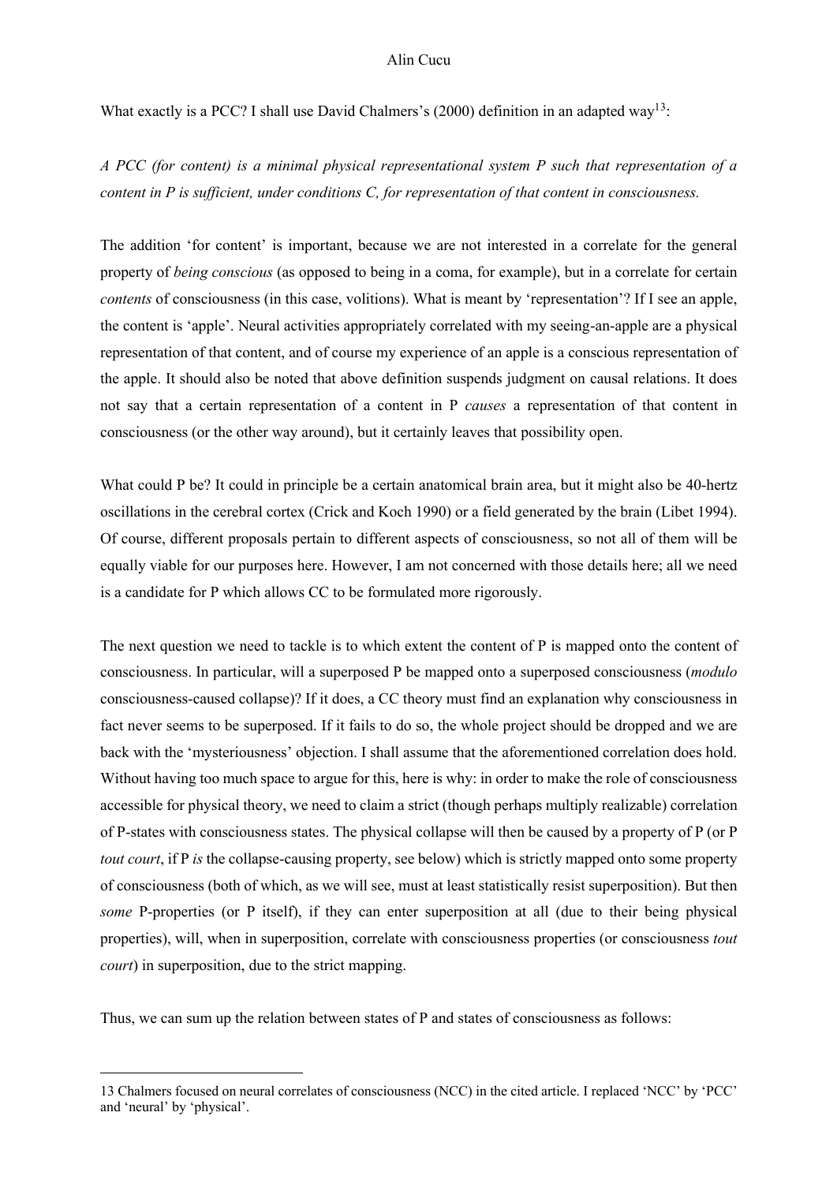What exactly is a PCC? I shall use David Chalmers's (2000) definition in an adapted way[13]:

*A PCC (for content) is a minimal physical representational system P such that representation of a content in P is sufficient, under conditions C, for representation of that content in consciousness.*

The addition 'for content' is important, because we are not interested in a correlate for the general property of *being conscious* (as opposed to being in a coma, for example), but in a correlate for certain *contents* of consciousness (in this case, volitions). What is meant by 'representation'? If I see an apple, the content is 'apple'. Neural activities appropriately correlated with my seeing-an-apple are a physical representation of that content, and of course my experience of an apple is a conscious representation of the apple. It should also be noted that above definition suspends judgment on causal relations. It does not say that a certain representation of a content in P *causes* a representation of that content in consciousness (or the other way around), but it certainly leaves that possibility open.

What could P be? It could in principle be a certain anatomical brain area, but it might also be 40-hertz oscillations in the cerebral cortex (Crick and Koch 1990) or a field generated by the brain (Libet 1994). Of course, different proposals pertain to different aspects of consciousness, so not all of them will be equally viable for our purposes here. However, I am not concerned with those details here; all we need is a candidate for P which allows CC to be formulated more rigorously.

The next question we need to tackle is to which extent the content of P is mapped onto the content of consciousness. In particular, will a superposed P be mapped onto a superposed consciousness (*modulo* consciousness-caused collapse)? If it does, a CC theory must find an explanation why consciousness in fact never seems to be superposed. If it fails to do so, the whole project should be dropped and we are back with the 'mysteriousness' objection. I shall assume that the aforementioned correlation does hold. Without having too much space to argue for this, here is why: in order to make the role of consciousness accessible for physical theory, we need to claim a strict (though perhaps multiply realizable) correlation of P-states with consciousness states. The physical collapse will then be caused by a property of P (or P *tout court*, if P *is* the collapse-causing property, see below) which is strictly mapped onto some property of consciousness (both of which, as we will see, must at least statistically resist superposition). But then *some* P-properties (or P itself), if they can enter superposition at all (due to their being physical properties), will, when in superposition, correlate with consciousness properties (or consciousness *tout court*) in superposition, due to the strict mapping.

Thus, we can sum up the relation between states of P and states of consciousness as follows:

---

13 Chalmers focused on neural correlates of consciousness (NCC) in the cited article. I replaced 'NCC' by 'PCC' and 'neural' by 'physical'.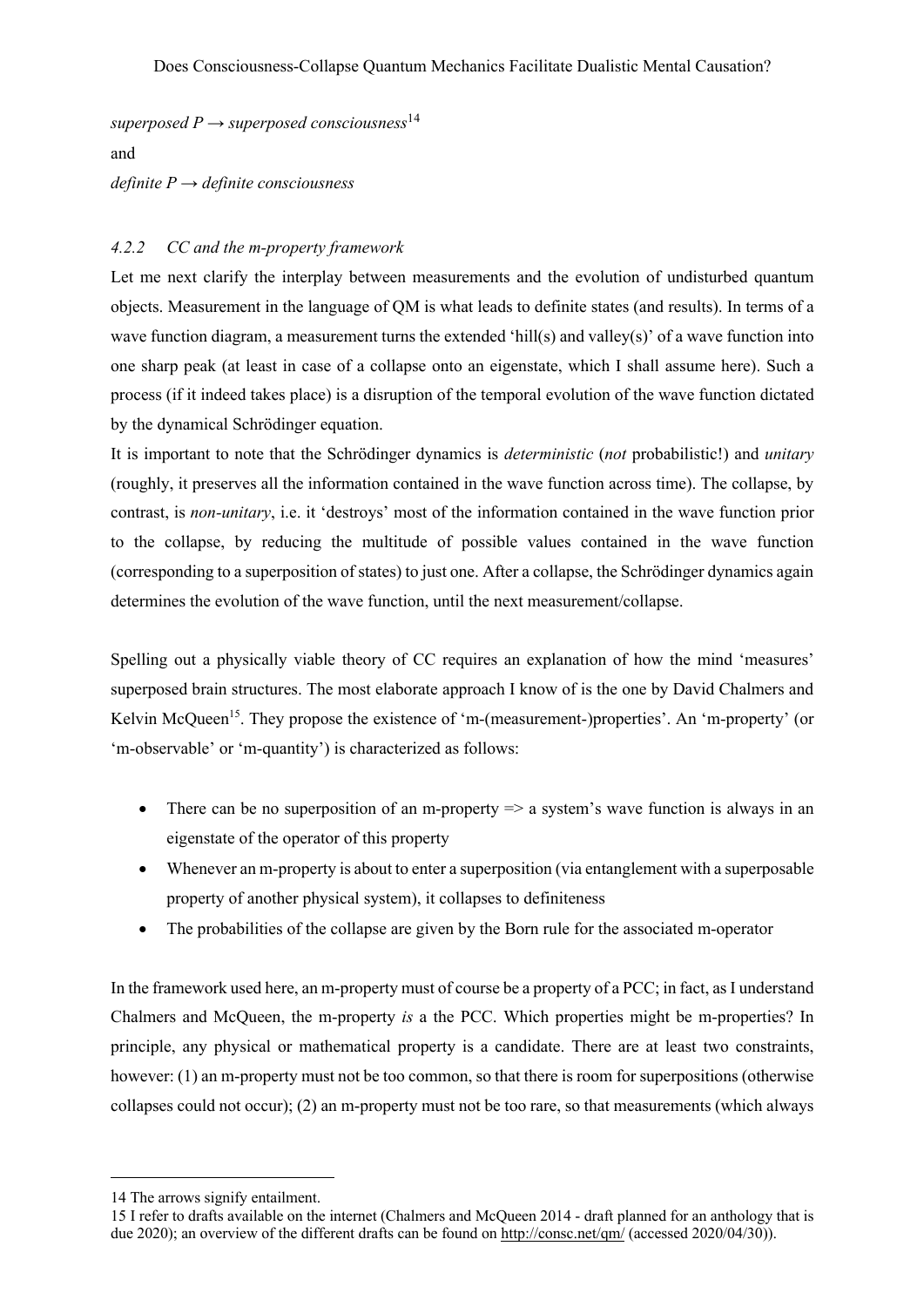*superposed P → superposed consciousness*[14]

and

*definite P → definite consciousness*

### 4.2.2 CC and the m-property framework

Let me next clarify the interplay between measurements and the evolution of undisturbed quantum objects. Measurement in the language of QM is what leads to definite states (and results). In terms of a wave function diagram, a measurement turns the extended 'hill(s) and valley(s)' of a wave function into one sharp peak (at least in case of a collapse onto an eigenstate, which I shall assume here). Such a process (if it indeed takes place) is a disruption of the temporal evolution of the wave function dictated by the dynamical Schrödinger equation.

It is important to note that the Schrödinger dynamics is *deterministic* (*not* probabilistic!) and *unitary* (roughly, it preserves all the information contained in the wave function across time). The collapse, by contrast, is *non-unitary*, i.e. it 'destroys' most of the information contained in the wave function prior to the collapse, by reducing the multitude of possible values contained in the wave function (corresponding to a superposition of states) to just one. After a collapse, the Schrödinger dynamics again determines the evolution of the wave function, until the next measurement/collapse.

Spelling out a physically viable theory of CC requires an explanation of how the mind 'measures' superposed brain structures. The most elaborate approach I know of is the one by David Chalmers and Kelvin McQueen[15]. They propose the existence of 'm-(measurement-)properties'. An 'm-property' (or 'm-observable' or 'm-quantity') is characterized as follows:

- There can be no superposition of an m-property => a system's wave function is always in an eigenstate of the operator of this property
- Whenever an m-property is about to enter a superposition (via entanglement with a superposable property of another physical system), it collapses to definiteness
- The probabilities of the collapse are given by the Born rule for the associated m-operator

In the framework used here, an m-property must of course be a property of a PCC; in fact, as I understand Chalmers and McQueen, the m-property *is* a the PCC. Which properties might be m-properties? In principle, any physical or mathematical property is a candidate. There are at least two constraints, however: (1) an m-property must not be too common, so that there is room for superpositions (otherwise collapses could not occur); (2) an m-property must not be too rare, so that measurements (which always

---

14 The arrows signify entailment.

15 I refer to drafts available on the internet (Chalmers and McQueen 2014 - draft planned for an anthology that is due 2020); an overview of the different drafts can be found on http://consc.net/qm/ (accessed 2020/04/30)).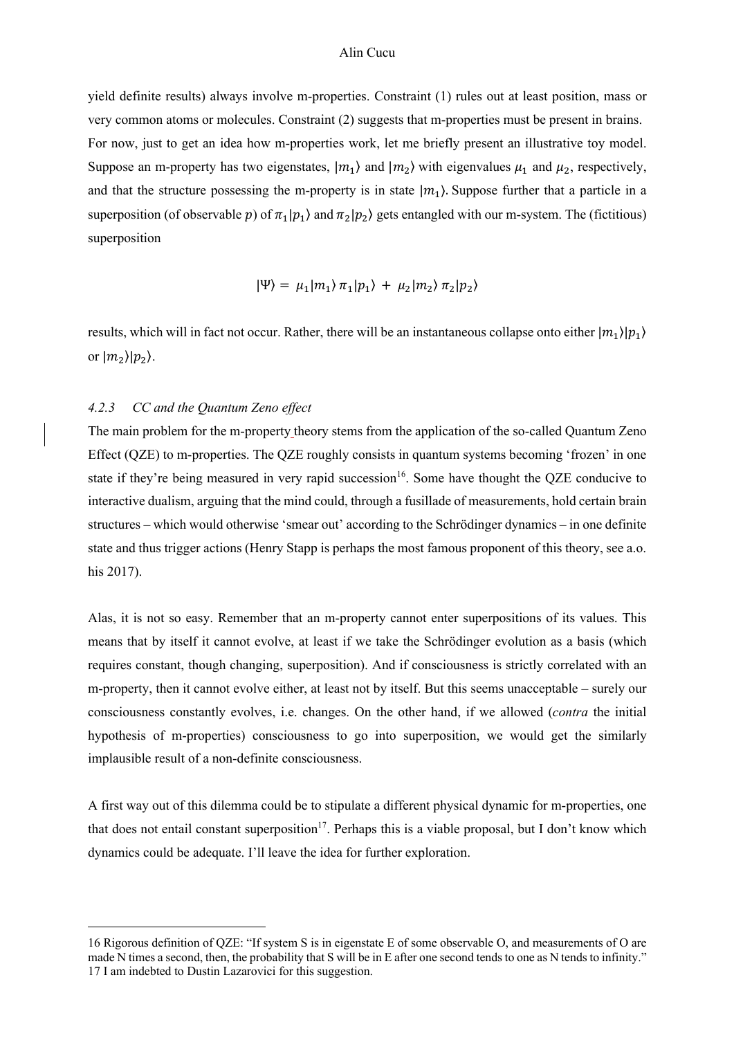yield definite results) always involve m-properties. Constraint (1) rules out at least position, mass or very common atoms or molecules. Constraint (2) suggests that m-properties must be present in brains.
For now, just to get an idea how m-properties work, let me briefly present an illustrative toy model. Suppose an m-property has two eigenstates, $|m_1\rangle$ and $|m_2\rangle$ with eigenvalues $\mu_1$ and $\mu_2$, respectively, and that the structure possessing the m-property is in state $|m_1\rangle$. Suppose further that a particle in a superposition (of observable $p$) of $\pi_1|p_1\rangle$ and $\pi_2|p_2\rangle$ gets entangled with our m-system. The (fictitious) superposition

$$|\Psi\rangle = \mu_1|m_1\rangle\,\pi_1|p_1\rangle + \mu_2|m_2\rangle\,\pi_2|p_2\rangle$$

results, which will in fact not occur. Rather, there will be an instantaneous collapse onto either $|m_1\rangle|p_1\rangle$ or $|m_2\rangle|p_2\rangle$.

### 4.2.3 CC and the Quantum Zeno effect

The main problem for the m-property theory stems from the application of the so-called Quantum Zeno Effect (QZE) to m-properties. The QZE roughly consists in quantum systems becoming 'frozen' in one state if they're being measured in very rapid succession[16]. Some have thought the QZE conducive to interactive dualism, arguing that the mind could, through a fusillade of measurements, hold certain brain structures – which would otherwise 'smear out' according to the Schrödinger dynamics – in one definite state and thus trigger actions (Henry Stapp is perhaps the most famous proponent of this theory, see a.o. his 2017).

Alas, it is not so easy. Remember that an m-property cannot enter superpositions of its values. This means that by itself it cannot evolve, at least if we take the Schrödinger evolution as a basis (which requires constant, though changing, superposition). And if consciousness is strictly correlated with an m-property, then it cannot evolve either, at least not by itself. But this seems unacceptable – surely our consciousness constantly evolves, i.e. changes. On the other hand, if we allowed (*contra* the initial hypothesis of m-properties) consciousness to go into superposition, we would get the similarly implausible result of a non-definite consciousness.

A first way out of this dilemma could be to stipulate a different physical dynamic for m-properties, one that does not entail constant superposition[17]. Perhaps this is a viable proposal, but I don't know which dynamics could be adequate. I'll leave the idea for further exploration.

---

16 Rigorous definition of QZE: "If system S is in eigenstate E of some observable O, and measurements of O are made N times a second, then, the probability that S will be in E after one second tends to one as N tends to infinity."
17 I am indebted to Dustin Lazarovici for this suggestion.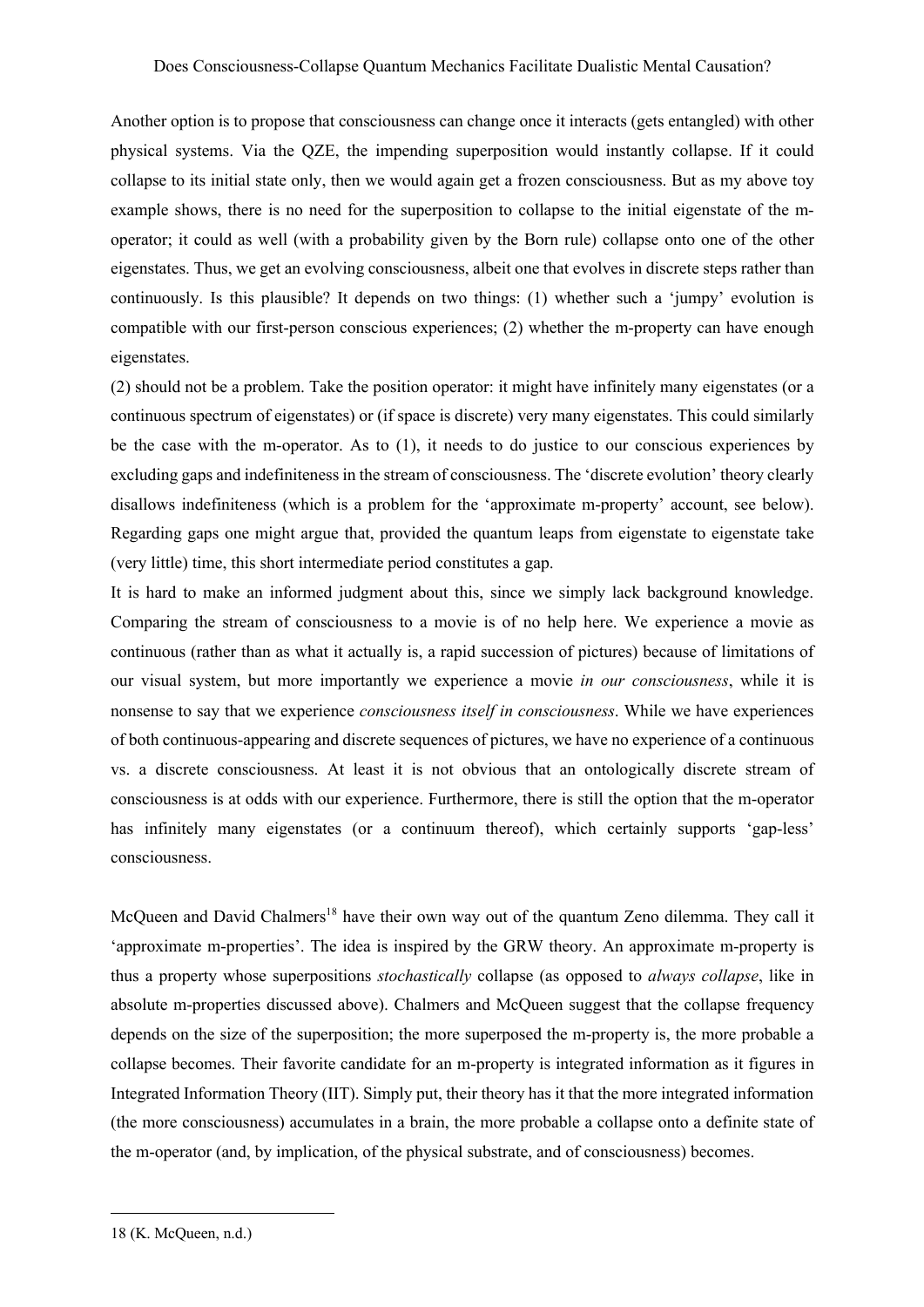Another option is to propose that consciousness can change once it interacts (gets entangled) with other physical systems. Via the QZE, the impending superposition would instantly collapse. If it could collapse to its initial state only, then we would again get a frozen consciousness. But as my above toy example shows, there is no need for the superposition to collapse to the initial eigenstate of the m-operator; it could as well (with a probability given by the Born rule) collapse onto one of the other eigenstates. Thus, we get an evolving consciousness, albeit one that evolves in discrete steps rather than continuously. Is this plausible? It depends on two things: (1) whether such a 'jumpy' evolution is compatible with our first-person conscious experiences; (2) whether the m-property can have enough eigenstates.

(2) should not be a problem. Take the position operator: it might have infinitely many eigenstates (or a continuous spectrum of eigenstates) or (if space is discrete) very many eigenstates. This could similarly be the case with the m-operator. As to (1), it needs to do justice to our conscious experiences by excluding gaps and indefiniteness in the stream of consciousness. The 'discrete evolution' theory clearly disallows indefiniteness (which is a problem for the 'approximate m-property' account, see below). Regarding gaps one might argue that, provided the quantum leaps from eigenstate to eigenstate take (very little) time, this short intermediate period constitutes a gap.

It is hard to make an informed judgment about this, since we simply lack background knowledge. Comparing the stream of consciousness to a movie is of no help here. We experience a movie as continuous (rather than as what it actually is, a rapid succession of pictures) because of limitations of our visual system, but more importantly we experience a movie *in our consciousness*, while it is nonsense to say that we experience *consciousness itself in consciousness*. While we have experiences of both continuous-appearing and discrete sequences of pictures, we have no experience of a continuous vs. a discrete consciousness. At least it is not obvious that an ontologically discrete stream of consciousness is at odds with our experience. Furthermore, there is still the option that the m-operator has infinitely many eigenstates (or a continuum thereof), which certainly supports 'gap-less' consciousness.

McQueen and David Chalmers[18] have their own way out of the quantum Zeno dilemma. They call it 'approximate m-properties'. The idea is inspired by the GRW theory. An approximate m-property is thus a property whose superpositions *stochastically* collapse (as opposed to *always collapse*, like in absolute m-properties discussed above). Chalmers and McQueen suggest that the collapse frequency depends on the size of the superposition; the more superposed the m-property is, the more probable a collapse becomes. Their favorite candidate for an m-property is integrated information as it figures in Integrated Information Theory (IIT). Simply put, their theory has it that the more integrated information (the more consciousness) accumulates in a brain, the more probable a collapse onto a definite state of the m-operator (and, by implication, of the physical substrate, and of consciousness) becomes.

---

18 (K. McQueen, n.d.)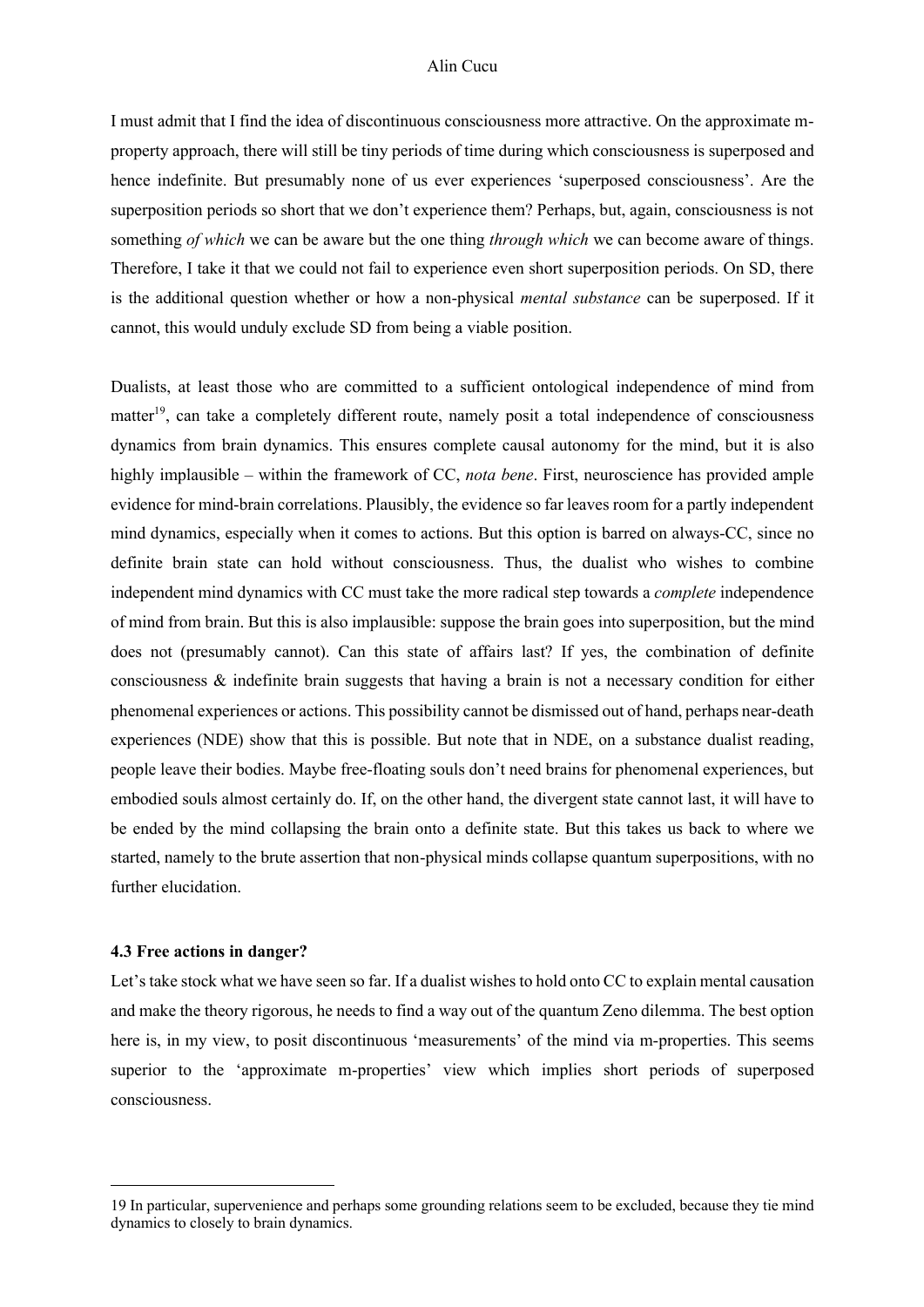I must admit that I find the idea of discontinuous consciousness more attractive. On the approximate m-property approach, there will still be tiny periods of time during which consciousness is superposed and hence indefinite. But presumably none of us ever experiences 'superposed consciousness'. Are the superposition periods so short that we don't experience them? Perhaps, but, again, consciousness is not something *of which* we can be aware but the one thing *through which* we can become aware of things. Therefore, I take it that we could not fail to experience even short superposition periods. On SD, there is the additional question whether or how a non-physical *mental substance* can be superposed. If it cannot, this would unduly exclude SD from being a viable position.

Dualists, at least those who are committed to a sufficient ontological independence of mind from matter[19], can take a completely different route, namely posit a total independence of consciousness dynamics from brain dynamics. This ensures complete causal autonomy for the mind, but it is also highly implausible – within the framework of CC, *nota bene*. First, neuroscience has provided ample evidence for mind-brain correlations. Plausibly, the evidence so far leaves room for a partly independent mind dynamics, especially when it comes to actions. But this option is barred on always-CC, since no definite brain state can hold without consciousness. Thus, the dualist who wishes to combine independent mind dynamics with CC must take the more radical step towards a *complete* independence of mind from brain. But this is also implausible: suppose the brain goes into superposition, but the mind does not (presumably cannot). Can this state of affairs last? If yes, the combination of definite consciousness & indefinite brain suggests that having a brain is not a necessary condition for either phenomenal experiences or actions. This possibility cannot be dismissed out of hand, perhaps near-death experiences (NDE) show that this is possible. But note that in NDE, on a substance dualist reading, people leave their bodies. Maybe free-floating souls don't need brains for phenomenal experiences, but embodied souls almost certainly do. If, on the other hand, the divergent state cannot last, it will have to be ended by the mind collapsing the brain onto a definite state. But this takes us back to where we started, namely to the brute assertion that non-physical minds collapse quantum superpositions, with no further elucidation.

### 4.3 Free actions in danger?

Let's take stock what we have seen so far. If a dualist wishes to hold onto CC to explain mental causation and make the theory rigorous, he needs to find a way out of the quantum Zeno dilemma. The best option here is, in my view, to posit discontinuous 'measurements' of the mind via m-properties. This seems superior to the 'approximate m-properties' view which implies short periods of superposed consciousness.

---

19 In particular, supervenience and perhaps some grounding relations seem to be excluded, because they tie mind dynamics to closely to brain dynamics.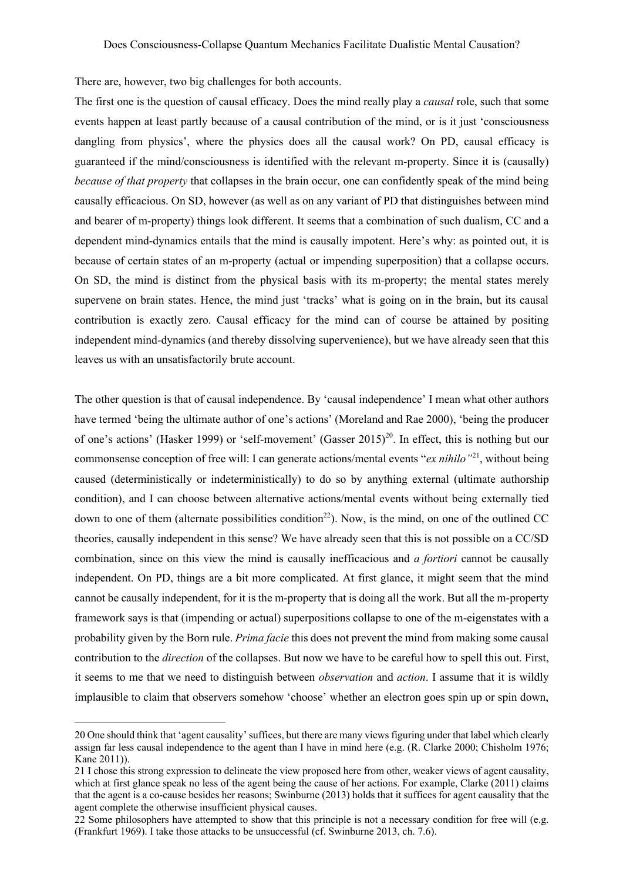There are, however, two big challenges for both accounts.

The first one is the question of causal efficacy. Does the mind really play a *causal* role, such that some events happen at least partly because of a causal contribution of the mind, or is it just 'consciousness dangling from physics', where the physics does all the causal work? On PD, causal efficacy is guaranteed if the mind/consciousness is identified with the relevant m-property. Since it is (causally) *because of that property* that collapses in the brain occur, one can confidently speak of the mind being causally efficacious. On SD, however (as well as on any variant of PD that distinguishes between mind and bearer of m-property) things look different. It seems that a combination of such dualism, CC and a dependent mind-dynamics entails that the mind is causally impotent. Here's why: as pointed out, it is because of certain states of an m-property (actual or impending superposition) that a collapse occurs. On SD, the mind is distinct from the physical basis with its m-property; the mental states merely supervene on brain states. Hence, the mind just 'tracks' what is going on in the brain, but its causal contribution is exactly zero. Causal efficacy for the mind can of course be attained by positing independent mind-dynamics (and thereby dissolving supervenience), but we have already seen that this leaves us with an unsatisfactorily brute account.

The other question is that of causal independence. By 'causal independence' I mean what other authors have termed 'being the ultimate author of one's actions' (Moreland and Rae 2000), 'being the producer of one's actions' (Hasker 1999) or 'self-movement' (Gasser 2015)[20]. In effect, this is nothing but our commonsense conception of free will: I can generate actions/mental events "*ex nihilo*"[21], without being caused (deterministically or indeterministically) to do so by anything external (ultimate authorship condition), and I can choose between alternative actions/mental events without being externally tied down to one of them (alternate possibilities condition[22]). Now, is the mind, on one of the outlined CC theories, causally independent in this sense? We have already seen that this is not possible on a CC/SD combination, since on this view the mind is causally inefficacious and *a fortiori* cannot be causally independent. On PD, things are a bit more complicated. At first glance, it might seem that the mind cannot be causally independent, for it is the m-property that is doing all the work. But all the m-property framework says is that (impending or actual) superpositions collapse to one of the m-eigenstates with a probability given by the Born rule. *Prima facie* this does not prevent the mind from making some causal contribution to the *direction* of the collapses. But now we have to be careful how to spell this out. First, it seems to me that we need to distinguish between *observation* and *action*. I assume that it is wildly implausible to claim that observers somehow 'choose' whether an electron goes spin up or spin down,

---

20 One should think that 'agent causality' suffices, but there are many views figuring under that label which clearly assign far less causal independence to the agent than I have in mind here (e.g. (R. Clarke 2000; Chisholm 1976; Kane 2011)).

21 I chose this strong expression to delineate the view proposed here from other, weaker views of agent causality, which at first glance speak no less of the agent being the cause of her actions. For example, Clarke (2011) claims that the agent is a co-cause besides her reasons; Swinburne (2013) holds that it suffices for agent causality that the agent complete the otherwise insufficient physical causes.

22 Some philosophers have attempted to show that this principle is not a necessary condition for free will (e.g. (Frankfurt 1969). I take those attacks to be unsuccessful (cf. Swinburne 2013, ch. 7.6).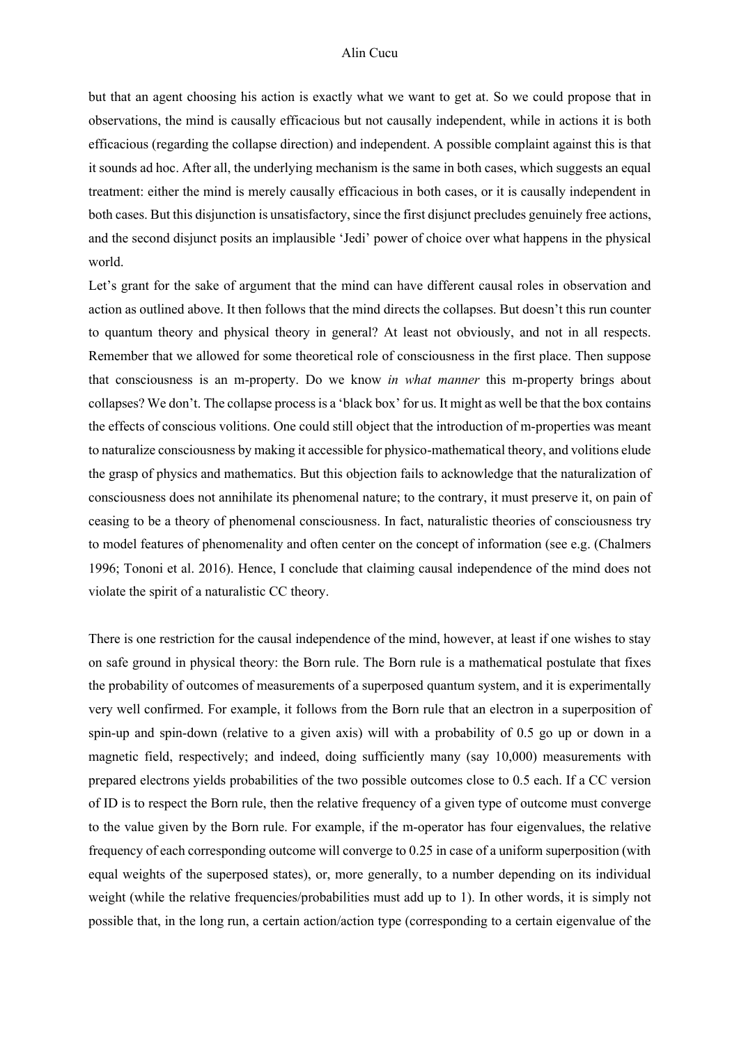but that an agent choosing his action is exactly what we want to get at. So we could propose that in observations, the mind is causally efficacious but not causally independent, while in actions it is both efficacious (regarding the collapse direction) and independent. A possible complaint against this is that it sounds ad hoc. After all, the underlying mechanism is the same in both cases, which suggests an equal treatment: either the mind is merely causally efficacious in both cases, or it is causally independent in both cases. But this disjunction is unsatisfactory, since the first disjunct precludes genuinely free actions, and the second disjunct posits an implausible 'Jedi' power of choice over what happens in the physical world.

Let's grant for the sake of argument that the mind can have different causal roles in observation and action as outlined above. It then follows that the mind directs the collapses. But doesn't this run counter to quantum theory and physical theory in general? At least not obviously, and not in all respects. Remember that we allowed for some theoretical role of consciousness in the first place. Then suppose that consciousness is an m-property. Do we know *in what manner* this m-property brings about collapses? We don't. The collapse process is a 'black box' for us. It might as well be that the box contains the effects of conscious volitions. One could still object that the introduction of m-properties was meant to naturalize consciousness by making it accessible for physico-mathematical theory, and volitions elude the grasp of physics and mathematics. But this objection fails to acknowledge that the naturalization of consciousness does not annihilate its phenomenal nature; to the contrary, it must preserve it, on pain of ceasing to be a theory of phenomenal consciousness. In fact, naturalistic theories of consciousness try to model features of phenomenality and often center on the concept of information (see e.g. (Chalmers 1996; Tononi et al. 2016). Hence, I conclude that claiming causal independence of the mind does not violate the spirit of a naturalistic CC theory.

There is one restriction for the causal independence of the mind, however, at least if one wishes to stay on safe ground in physical theory: the Born rule. The Born rule is a mathematical postulate that fixes the probability of outcomes of measurements of a superposed quantum system, and it is experimentally very well confirmed. For example, it follows from the Born rule that an electron in a superposition of spin-up and spin-down (relative to a given axis) will with a probability of 0.5 go up or down in a magnetic field, respectively; and indeed, doing sufficiently many (say 10,000) measurements with prepared electrons yields probabilities of the two possible outcomes close to 0.5 each. If a CC version of ID is to respect the Born rule, then the relative frequency of a given type of outcome must converge to the value given by the Born rule. For example, if the m-operator has four eigenvalues, the relative frequency of each corresponding outcome will converge to 0.25 in case of a uniform superposition (with equal weights of the superposed states), or, more generally, to a number depending on its individual weight (while the relative frequencies/probabilities must add up to 1). In other words, it is simply not possible that, in the long run, a certain action/action type (corresponding to a certain eigenvalue of the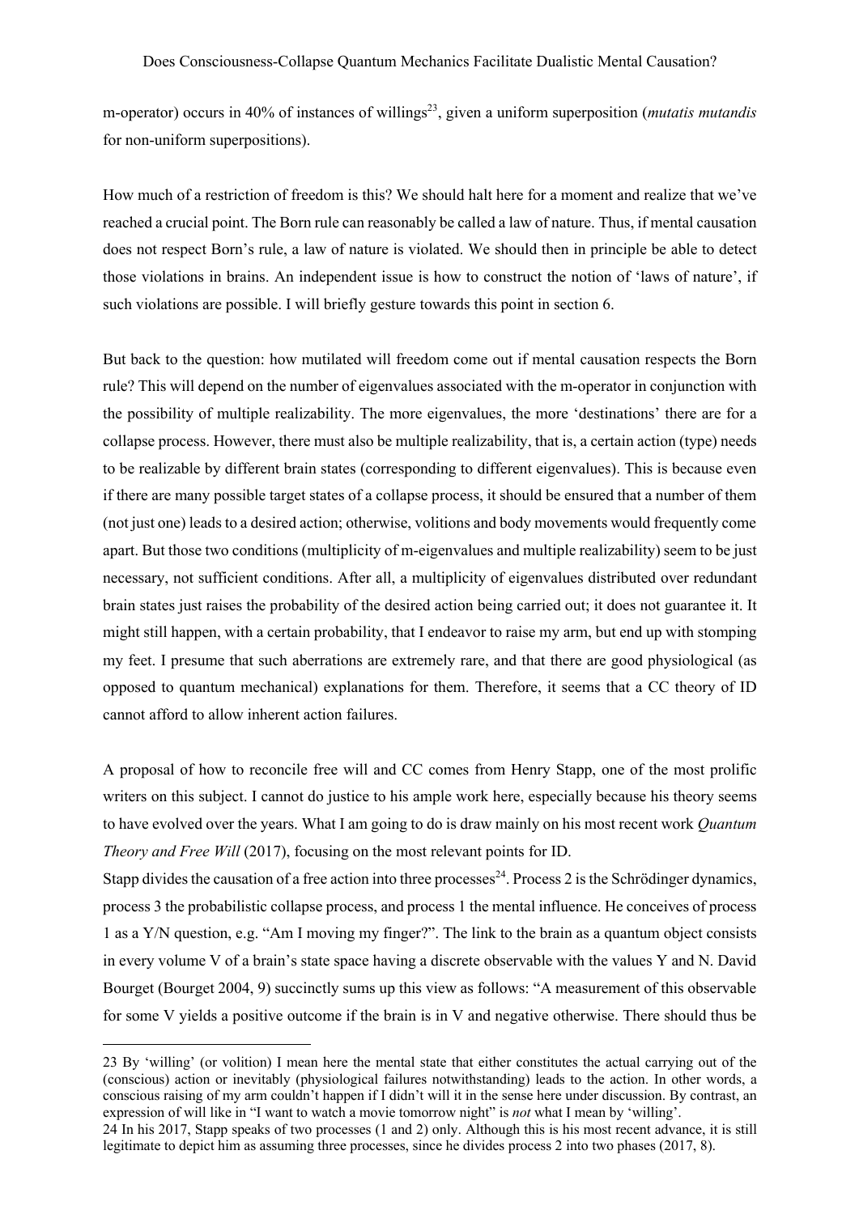m-operator) occurs in 40% of instances of willings[23], given a uniform superposition (*mutatis mutandis* for non-uniform superpositions).

How much of a restriction of freedom is this? We should halt here for a moment and realize that we've reached a crucial point. The Born rule can reasonably be called a law of nature. Thus, if mental causation does not respect Born's rule, a law of nature is violated. We should then in principle be able to detect those violations in brains. An independent issue is how to construct the notion of 'laws of nature', if such violations are possible. I will briefly gesture towards this point in section 6.

But back to the question: how mutilated will freedom come out if mental causation respects the Born rule? This will depend on the number of eigenvalues associated with the m-operator in conjunction with the possibility of multiple realizability. The more eigenvalues, the more 'destinations' there are for a collapse process. However, there must also be multiple realizability, that is, a certain action (type) needs to be realizable by different brain states (corresponding to different eigenvalues). This is because even if there are many possible target states of a collapse process, it should be ensured that a number of them (not just one) leads to a desired action; otherwise, volitions and body movements would frequently come apart. But those two conditions (multiplicity of m-eigenvalues and multiple realizability) seem to be just necessary, not sufficient conditions. After all, a multiplicity of eigenvalues distributed over redundant brain states just raises the probability of the desired action being carried out; it does not guarantee it. It might still happen, with a certain probability, that I endeavor to raise my arm, but end up with stomping my feet. I presume that such aberrations are extremely rare, and that there are good physiological (as opposed to quantum mechanical) explanations for them. Therefore, it seems that a CC theory of ID cannot afford to allow inherent action failures.

A proposal of how to reconcile free will and CC comes from Henry Stapp, one of the most prolific writers on this subject. I cannot do justice to his ample work here, especially because his theory seems to have evolved over the years. What I am going to do is draw mainly on his most recent work *Quantum Theory and Free Will* (2017), focusing on the most relevant points for ID.

Stapp divides the causation of a free action into three processes[24]. Process 2 is the Schrödinger dynamics, process 3 the probabilistic collapse process, and process 1 the mental influence. He conceives of process 1 as a Y/N question, e.g. "Am I moving my finger?". The link to the brain as a quantum object consists in every volume V of a brain's state space having a discrete observable with the values Y and N. David Bourget (Bourget 2004, 9) succinctly sums up this view as follows: "A measurement of this observable for some V yields a positive outcome if the brain is in V and negative otherwise. There should thus be

---

23 By 'willing' (or volition) I mean here the mental state that either constitutes the actual carrying out of the (conscious) action or inevitably (physiological failures notwithstanding) leads to the action. In other words, a conscious raising of my arm couldn't happen if I didn't will it in the sense here under discussion. By contrast, an expression of will like in "I want to watch a movie tomorrow night" is *not* what I mean by 'willing'.

24 In his 2017, Stapp speaks of two processes (1 and 2) only. Although this is his most recent advance, it is still legitimate to depict him as assuming three processes, since he divides process 2 into two phases (2017, 8).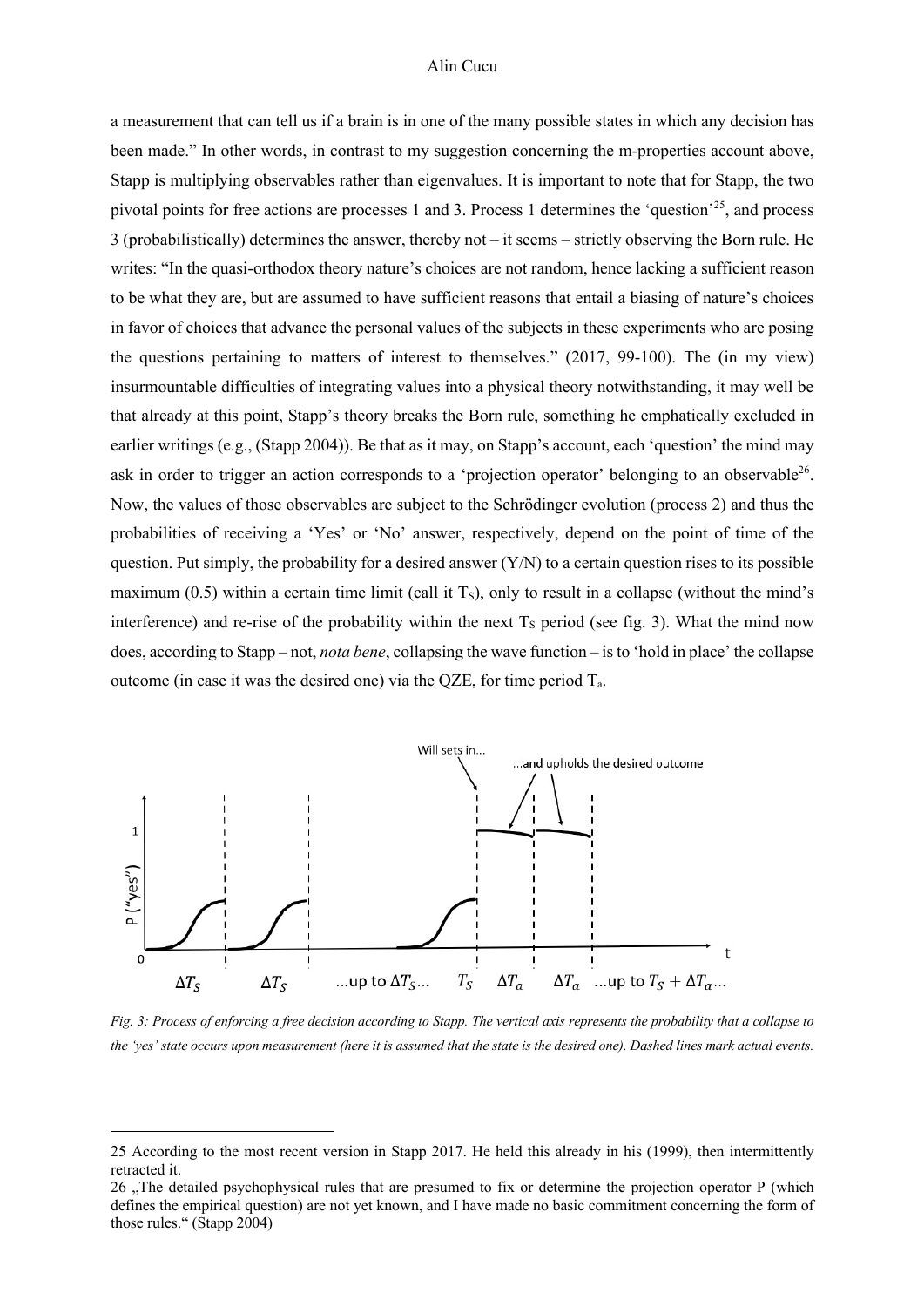a measurement that can tell us if a brain is in one of the many possible states in which any decision has been made." In other words, in contrast to my suggestion concerning the m-properties account above, Stapp is multiplying observables rather than eigenvalues. It is important to note that for Stapp, the two pivotal points for free actions are processes 1 and 3. Process 1 determines the 'question'[25], and process 3 (probabilistically) determines the answer, thereby not – it seems – strictly observing the Born rule. He writes: "In the quasi-orthodox theory nature's choices are not random, hence lacking a sufficient reason to be what they are, but are assumed to have sufficient reasons that entail a biasing of nature's choices in favor of choices that advance the personal values of the subjects in these experiments who are posing the questions pertaining to matters of interest to themselves." (2017, 99-100). The (in my view) insurmountable difficulties of integrating values into a physical theory notwithstanding, it may well be that already at this point, Stapp's theory breaks the Born rule, something he emphatically excluded in earlier writings (e.g., (Stapp 2004)). Be that as it may, on Stapp's account, each 'question' the mind may ask in order to trigger an action corresponds to a 'projection operator' belonging to an observable[26]. Now, the values of those observables are subject to the Schrödinger evolution (process 2) and thus the probabilities of receiving a 'Yes' or 'No' answer, respectively, depend on the point of time of the question. Put simply, the probability for a desired answer (Y/N) to a certain question rises to its possible maximum (0.5) within a certain time limit (call it $T_S$), only to result in a collapse (without the mind's interference) and re-rise of the probability within the next $T_S$ period (see fig. 3). What the mind now does, according to Stapp – not, *nota bene*, collapsing the wave function – is to 'hold in place' the collapse outcome (in case it was the desired one) via the QZE, for time period $T_a$.

*Fig. 3: Process of enforcing a free decision according to Stapp. The vertical axis represents the probability that a collapse to the 'yes' state occurs upon measurement (here it is assumed that the state is the desired one). Dashed lines mark actual events.*

---

25 According to the most recent version in Stapp 2017. He held this already in his (1999), then intermittently retracted it.

26 „The detailed psychophysical rules that are presumed to fix or determine the projection operator P (which defines the empirical question) are not yet known, and I have made no basic commitment concerning the form of those rules." (Stapp 2004)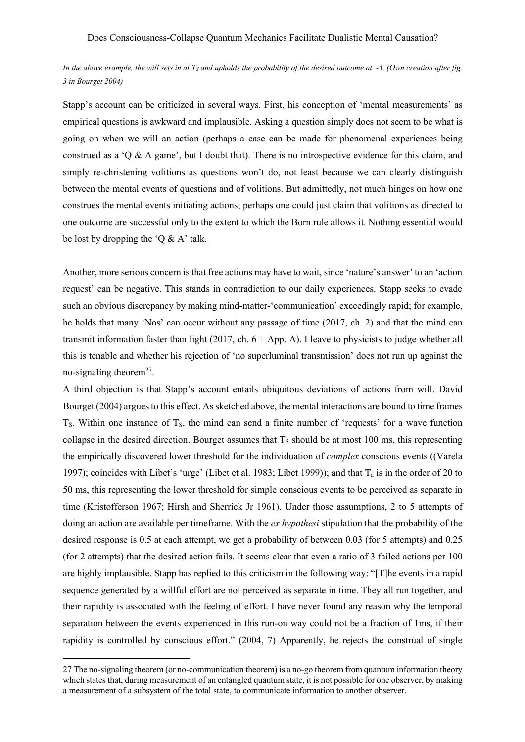*In the above example, the will sets in at $T_S$ and upholds the probability of the desired outcome at ~1. (Own creation after fig. 3 in Bourget 2004)*

Stapp's account can be criticized in several ways. First, his conception of 'mental measurements' as empirical questions is awkward and implausible. Asking a question simply does not seem to be what is going on when we will an action (perhaps a case can be made for phenomenal experiences being construed as a 'Q & A game', but I doubt that). There is no introspective evidence for this claim, and simply re-christening volitions as questions won't do, not least because we can clearly distinguish between the mental events of questions and of volitions. But admittedly, not much hinges on how one construes the mental events initiating actions; perhaps one could just claim that volitions as directed to one outcome are successful only to the extent to which the Born rule allows it. Nothing essential would be lost by dropping the 'Q & A' talk.

Another, more serious concern is that free actions may have to wait, since 'nature's answer' to an 'action request' can be negative. This stands in contradiction to our daily experiences. Stapp seeks to evade such an obvious discrepancy by making mind-matter-'communication' exceedingly rapid; for example, he holds that many 'Nos' can occur without any passage of time (2017, ch. 2) and that the mind can transmit information faster than light (2017, ch. 6 + App. A). I leave to physicists to judge whether all this is tenable and whether his rejection of 'no superluminal transmission' does not run up against the no-signaling theorem[27].

A third objection is that Stapp's account entails ubiquitous deviations of actions from will. David Bourget (2004) argues to this effect. As sketched above, the mental interactions are bound to time frames $T_S$. Within one instance of $T_S$, the mind can send a finite number of 'requests' for a wave function collapse in the desired direction. Bourget assumes that $T_S$ should be at most 100 ms, this representing the empirically discovered lower threshold for the individuation of *complex* conscious events ((Varela 1997); coincides with Libet's 'urge' (Libet et al. 1983; Libet 1999)); and that $T_a$ is in the order of 20 to 50 ms, this representing the lower threshold for simple conscious events to be perceived as separate in time (Kristofferson 1967; Hirsh and Sherrick Jr 1961). Under those assumptions, 2 to 5 attempts of doing an action are available per timeframe. With the *ex hypothesi* stipulation that the probability of the desired response is 0.5 at each attempt, we get a probability of between 0.03 (for 5 attempts) and 0.25 (for 2 attempts) that the desired action fails. It seems clear that even a ratio of 3 failed actions per 100 are highly implausible. Stapp has replied to this criticism in the following way: "[T]he events in a rapid sequence generated by a willful effort are not perceived as separate in time. They all run together, and their rapidity is associated with the feeling of effort. I have never found any reason why the temporal separation between the events experienced in this run-on way could not be a fraction of 1ms, if their rapidity is controlled by conscious effort." (2004, 7) Apparently, he rejects the construal of single

27 The no-signaling theorem (or no-communication theorem) is a no-go theorem from quantum information theory which states that, during measurement of an entangled quantum state, it is not possible for one observer, by making a measurement of a subsystem of the total state, to communicate information to another observer.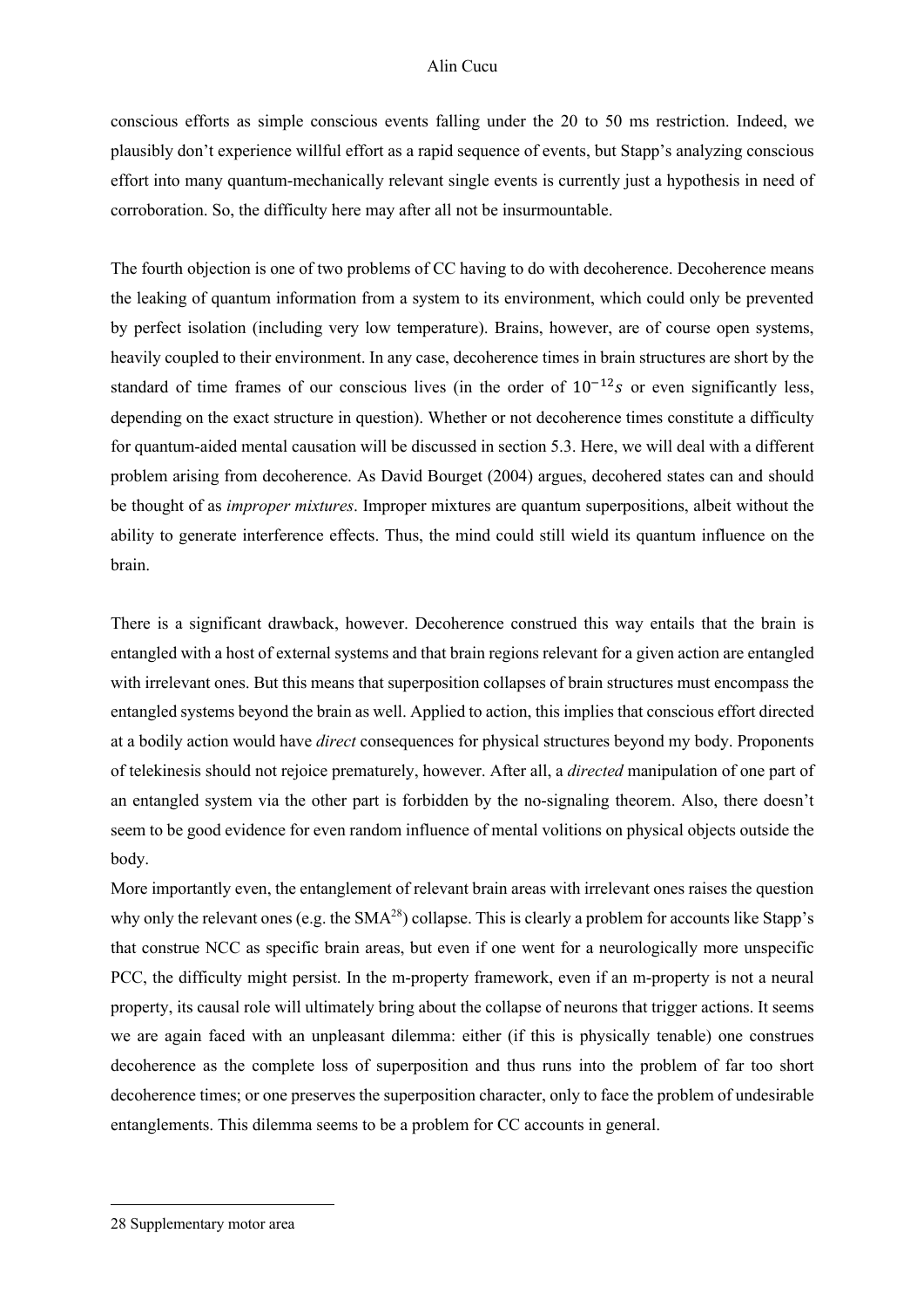conscious efforts as simple conscious events falling under the 20 to 50 ms restriction. Indeed, we plausibly don't experience willful effort as a rapid sequence of events, but Stapp's analyzing conscious effort into many quantum-mechanically relevant single events is currently just a hypothesis in need of corroboration. So, the difficulty here may after all not be insurmountable.

The fourth objection is one of two problems of CC having to do with decoherence. Decoherence means the leaking of quantum information from a system to its environment, which could only be prevented by perfect isolation (including very low temperature). Brains, however, are of course open systems, heavily coupled to their environment. In any case, decoherence times in brain structures are short by the standard of time frames of our conscious lives (in the order of $10^{-12}s$ or even significantly less, depending on the exact structure in question). Whether or not decoherence times constitute a difficulty for quantum-aided mental causation will be discussed in section 5.3. Here, we will deal with a different problem arising from decoherence. As David Bourget (2004) argues, decohered states can and should be thought of as *improper mixtures*. Improper mixtures are quantum superpositions, albeit without the ability to generate interference effects. Thus, the mind could still wield its quantum influence on the brain.

There is a significant drawback, however. Decoherence construed this way entails that the brain is entangled with a host of external systems and that brain regions relevant for a given action are entangled with irrelevant ones. But this means that superposition collapses of brain structures must encompass the entangled systems beyond the brain as well. Applied to action, this implies that conscious effort directed at a bodily action would have *direct* consequences for physical structures beyond my body. Proponents of telekinesis should not rejoice prematurely, however. After all, a *directed* manipulation of one part of an entangled system via the other part is forbidden by the no-signaling theorem. Also, there doesn't seem to be good evidence for even random influence of mental volitions on physical objects outside the body.

More importantly even, the entanglement of relevant brain areas with irrelevant ones raises the question why only the relevant ones (e.g. the SMA[28]) collapse. This is clearly a problem for accounts like Stapp's that construe NCC as specific brain areas, but even if one went for a neurologically more unspecific PCC, the difficulty might persist. In the m-property framework, even if an m-property is not a neural property, its causal role will ultimately bring about the collapse of neurons that trigger actions. It seems we are again faced with an unpleasant dilemma: either (if this is physically tenable) one construes decoherence as the complete loss of superposition and thus runs into the problem of far too short decoherence times; or one preserves the superposition character, only to face the problem of undesirable entanglements. This dilemma seems to be a problem for CC accounts in general.

---

28 Supplementary motor area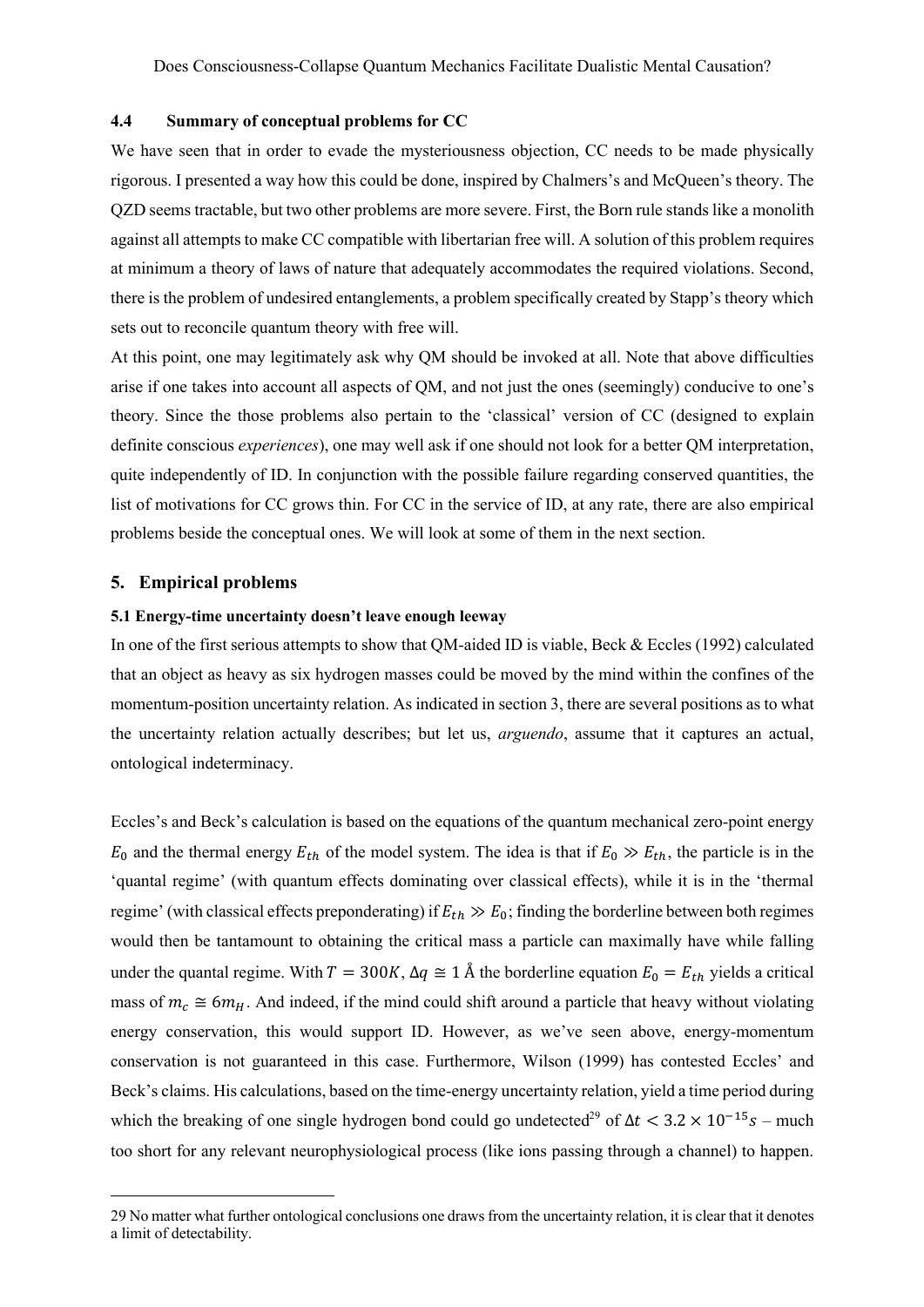### 4.4 Summary of conceptual problems for CC

We have seen that in order to evade the mysteriousness objection, CC needs to be made physically rigorous. I presented a way how this could be done, inspired by Chalmers's and McQueen's theory. The QZD seems tractable, but two other problems are more severe. First, the Born rule stands like a monolith against all attempts to make CC compatible with libertarian free will. A solution of this problem requires at minimum a theory of laws of nature that adequately accommodates the required violations. Second, there is the problem of undesired entanglements, a problem specifically created by Stapp's theory which sets out to reconcile quantum theory with free will.

At this point, one may legitimately ask why QM should be invoked at all. Note that above difficulties arise if one takes into account all aspects of QM, and not just the ones (seemingly) conducive to one's theory. Since the those problems also pertain to the 'classical' version of CC (designed to explain definite conscious *experiences*), one may well ask if one should not look for a better QM interpretation, quite independently of ID. In conjunction with the possible failure regarding conserved quantities, the list of motivations for CC grows thin. For CC in the service of ID, at any rate, there are also empirical problems beside the conceptual ones. We will look at some of them in the next section.

## 5. Empirical problems

### 5.1 Energy-time uncertainty doesn't leave enough leeway

In one of the first serious attempts to show that QM-aided ID is viable, Beck & Eccles (1992) calculated that an object as heavy as six hydrogen masses could be moved by the mind within the confines of the momentum-position uncertainty relation. As indicated in section 3, there are several positions as to what the uncertainty relation actually describes; but let us, *arguendo*, assume that it captures an actual, ontological indeterminacy.

Eccles's and Beck's calculation is based on the equations of the quantum mechanical zero-point energy $E_0$ and the thermal energy $E_{th}$ of the model system. The idea is that if $E_0 \gg E_{th}$, the particle is in the 'quantal regime' (with quantum effects dominating over classical effects), while it is in the 'thermal regime' (with classical effects preponderating) if $E_{th} \gg E_0$; finding the borderline between both regimes would then be tantamount to obtaining the critical mass a particle can maximally have while falling under the quantal regime. With $T = 300K$, $\Delta q \cong 1$ Å the borderline equation $E_0 = E_{th}$ yields a critical mass of $m_c \cong 6m_H$. And indeed, if the mind could shift around a particle that heavy without violating energy conservation, this would support ID. However, as we've seen above, energy-momentum conservation is not guaranteed in this case. Furthermore, Wilson (1999) has contested Eccles' and Beck's claims. His calculations, based on the time-energy uncertainty relation, yield a time period during which the breaking of one single hydrogen bond could go undetected[29] of $\Delta t < 3.2 \times 10^{-15} s$ – much too short for any relevant neurophysiological process (like ions passing through a channel) to happen.

---

29 No matter what further ontological conclusions one draws from the uncertainty relation, it is clear that it denotes a limit of detectability.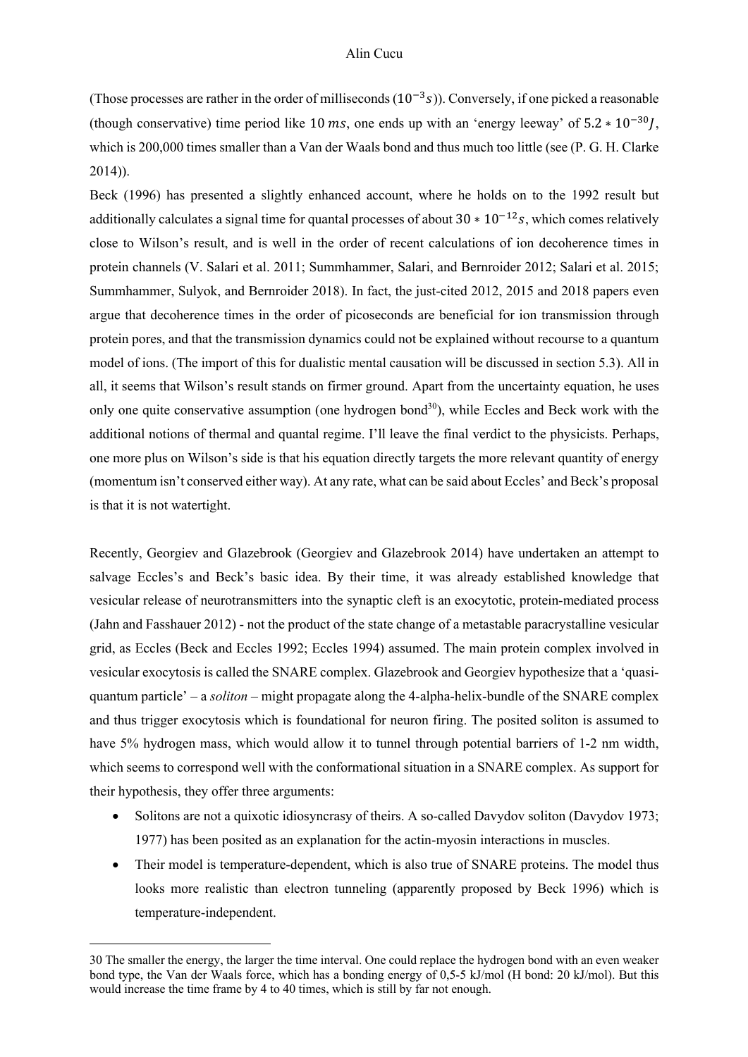(Those processes are rather in the order of milliseconds ($10^{-3}s$)). Conversely, if one picked a reasonable (though conservative) time period like $10\ ms$, one ends up with an 'energy leeway' of $5.2 * 10^{-30}J$, which is 200,000 times smaller than a Van der Waals bond and thus much too little (see (P. G. H. Clarke 2014)).

Beck (1996) has presented a slightly enhanced account, where he holds on to the 1992 result but additionally calculates a signal time for quantal processes of about $30 * 10^{-12}s$, which comes relatively close to Wilson's result, and is well in the order of recent calculations of ion decoherence times in protein channels (V. Salari et al. 2011; Summhammer, Salari, and Bernroider 2012; Salari et al. 2015; Summhammer, Sulyok, and Bernroider 2018). In fact, the just-cited 2012, 2015 and 2018 papers even argue that decoherence times in the order of picoseconds are beneficial for ion transmission through protein pores, and that the transmission dynamics could not be explained without recourse to a quantum model of ions. (The import of this for dualistic mental causation will be discussed in section 5.3). All in all, it seems that Wilson's result stands on firmer ground. Apart from the uncertainty equation, he uses only one quite conservative assumption (one hydrogen bond[30]), while Eccles and Beck work with the additional notions of thermal and quantal regime. I'll leave the final verdict to the physicists. Perhaps, one more plus on Wilson's side is that his equation directly targets the more relevant quantity of energy (momentum isn't conserved either way). At any rate, what can be said about Eccles' and Beck's proposal is that it is not watertight.

Recently, Georgiev and Glazebrook (Georgiev and Glazebrook 2014) have undertaken an attempt to salvage Eccles's and Beck's basic idea. By their time, it was already established knowledge that vesicular release of neurotransmitters into the synaptic cleft is an exocytotic, protein-mediated process (Jahn and Fasshauer 2012) - not the product of the state change of a metastable paracrystalline vesicular grid, as Eccles (Beck and Eccles 1992; Eccles 1994) assumed. The main protein complex involved in vesicular exocytosis is called the SNARE complex. Glazebrook and Georgiev hypothesize that a 'quasi-quantum particle' – a *soliton* – might propagate along the 4-alpha-helix-bundle of the SNARE complex and thus trigger exocytosis which is foundational for neuron firing. The posited soliton is assumed to have 5% hydrogen mass, which would allow it to tunnel through potential barriers of 1-2 nm width, which seems to correspond well with the conformational situation in a SNARE complex. As support for their hypothesis, they offer three arguments:

- Solitons are not a quixotic idiosyncrasy of theirs. A so-called Davydov soliton (Davydov 1973; 1977) has been posited as an explanation for the actin-myosin interactions in muscles.
- Their model is temperature-dependent, which is also true of SNARE proteins. The model thus looks more realistic than electron tunneling (apparently proposed by Beck 1996) which is temperature-independent.

---

30 The smaller the energy, the larger the time interval. One could replace the hydrogen bond with an even weaker bond type, the Van der Waals force, which has a bonding energy of 0,5-5 kJ/mol (H bond: 20 kJ/mol). But this would increase the time frame by 4 to 40 times, which is still by far not enough.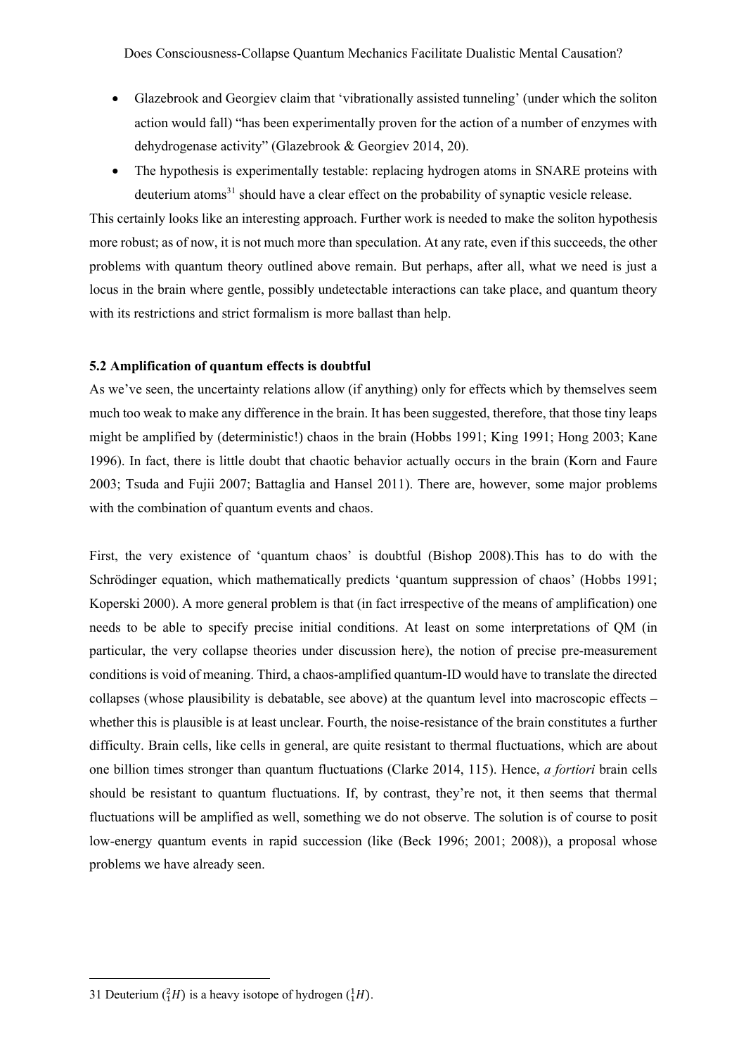- Glazebrook and Georgiev claim that 'vibrationally assisted tunneling' (under which the soliton action would fall) "has been experimentally proven for the action of a number of enzymes with dehydrogenase activity" (Glazebrook & Georgiev 2014, 20).
- The hypothesis is experimentally testable: replacing hydrogen atoms in SNARE proteins with deuterium atoms[31] should have a clear effect on the probability of synaptic vesicle release.

This certainly looks like an interesting approach. Further work is needed to make the soliton hypothesis more robust; as of now, it is not much more than speculation. At any rate, even if this succeeds, the other problems with quantum theory outlined above remain. But perhaps, after all, what we need is just a locus in the brain where gentle, possibly undetectable interactions can take place, and quantum theory with its restrictions and strict formalism is more ballast than help.

**5.2 Amplification of quantum effects is doubtful**

As we've seen, the uncertainty relations allow (if anything) only for effects which by themselves seem much too weak to make any difference in the brain. It has been suggested, therefore, that those tiny leaps might be amplified by (deterministic!) chaos in the brain (Hobbs 1991; King 1991; Hong 2003; Kane 1996). In fact, there is little doubt that chaotic behavior actually occurs in the brain (Korn and Faure 2003; Tsuda and Fujii 2007; Battaglia and Hansel 2011). There are, however, some major problems with the combination of quantum events and chaos.

First, the very existence of 'quantum chaos' is doubtful (Bishop 2008).This has to do with the Schrödinger equation, which mathematically predicts 'quantum suppression of chaos' (Hobbs 1991; Koperski 2000). A more general problem is that (in fact irrespective of the means of amplification) one needs to be able to specify precise initial conditions. At least on some interpretations of QM (in particular, the very collapse theories under discussion here), the notion of precise pre-measurement conditions is void of meaning. Third, a chaos-amplified quantum-ID would have to translate the directed collapses (whose plausibility is debatable, see above) at the quantum level into macroscopic effects – whether this is plausible is at least unclear. Fourth, the noise-resistance of the brain constitutes a further difficulty. Brain cells, like cells in general, are quite resistant to thermal fluctuations, which are about one billion times stronger than quantum fluctuations (Clarke 2014, 115). Hence, *a fortiori* brain cells should be resistant to quantum fluctuations. If, by contrast, they're not, it then seems that thermal fluctuations will be amplified as well, something we do not observe. The solution is of course to posit low-energy quantum events in rapid succession (like (Beck 1996; 2001; 2008)), a proposal whose problems we have already seen.

---

31 Deuterium ($^{2}_{1}H$) is a heavy isotope of hydrogen ($^{1}_{1}H$).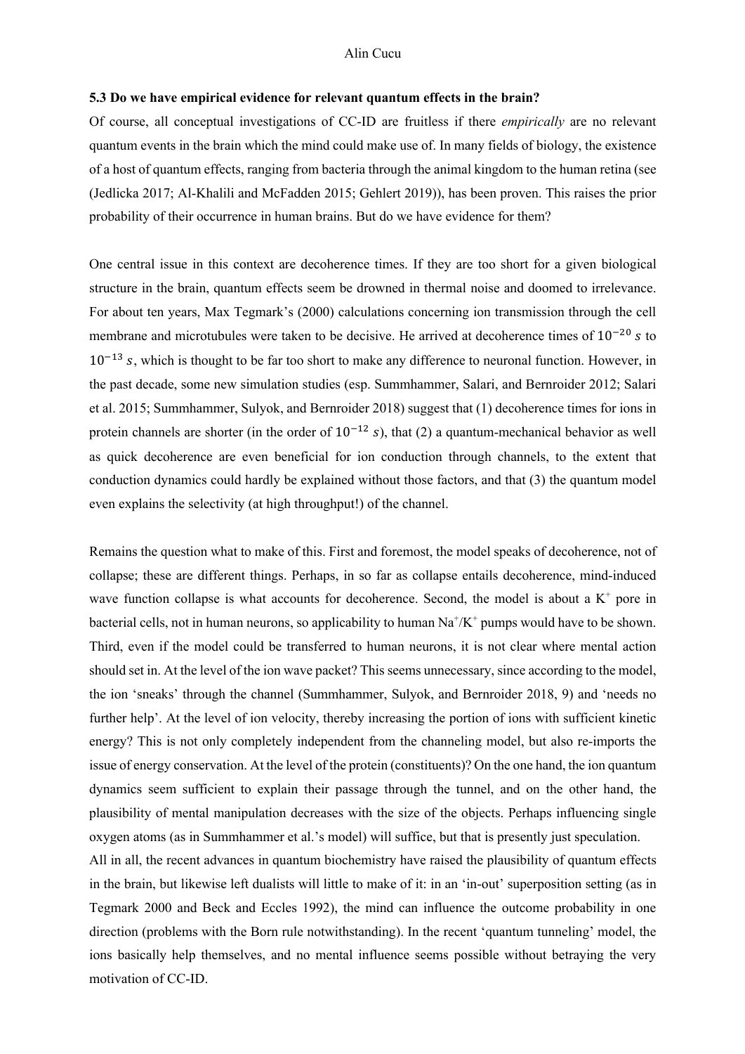### 5.3 Do we have empirical evidence for relevant quantum effects in the brain?

Of course, all conceptual investigations of CC-ID are fruitless if there *empirically* are no relevant quantum events in the brain which the mind could make use of. In many fields of biology, the existence of a host of quantum effects, ranging from bacteria through the animal kingdom to the human retina (see (Jedlicka 2017; Al-Khalili and McFadden 2015; Gehlert 2019)), has been proven. This raises the prior probability of their occurrence in human brains. But do we have evidence for them?

One central issue in this context are decoherence times. If they are too short for a given biological structure in the brain, quantum effects seem be drowned in thermal noise and doomed to irrelevance. For about ten years, Max Tegmark's (2000) calculations concerning ion transmission through the cell membrane and microtubules were taken to be decisive. He arrived at decoherence times of $10^{-20}\ s$ to $10^{-13}\ s$, which is thought to be far too short to make any difference to neuronal function. However, in the past decade, some new simulation studies (esp. Summhammer, Salari, and Bernroider 2012; Salari et al. 2015; Summhammer, Sulyok, and Bernroider 2018) suggest that (1) decoherence times for ions in protein channels are shorter (in the order of $10^{-12}\ s$), that (2) a quantum-mechanical behavior as well as quick decoherence are even beneficial for ion conduction through channels, to the extent that conduction dynamics could hardly be explained without those factors, and that (3) the quantum model even explains the selectivity (at high throughput!) of the channel.

Remains the question what to make of this. First and foremost, the model speaks of decoherence, not of collapse; these are different things. Perhaps, in so far as collapse entails decoherence, mind-induced wave function collapse is what accounts for decoherence. Second, the model is about a $K^+$ pore in bacterial cells, not in human neurons, so applicability to human $Na^+/K^+$ pumps would have to be shown. Third, even if the model could be transferred to human neurons, it is not clear where mental action should set in. At the level of the ion wave packet? This seems unnecessary, since according to the model, the ion 'sneaks' through the channel (Summhammer, Sulyok, and Bernroider 2018, 9) and 'needs no further help'. At the level of ion velocity, thereby increasing the portion of ions with sufficient kinetic energy? This is not only completely independent from the channeling model, but also re-imports the issue of energy conservation. At the level of the protein (constituents)? On the one hand, the ion quantum dynamics seem sufficient to explain their passage through the tunnel, and on the other hand, the plausibility of mental manipulation decreases with the size of the objects. Perhaps influencing single oxygen atoms (as in Summhammer et al.'s model) will suffice, but that is presently just speculation.

All in all, the recent advances in quantum biochemistry have raised the plausibility of quantum effects in the brain, but likewise left dualists will little to make of it: in an 'in-out' superposition setting (as in Tegmark 2000 and Beck and Eccles 1992), the mind can influence the outcome probability in one direction (problems with the Born rule notwithstanding). In the recent 'quantum tunneling' model, the ions basically help themselves, and no mental influence seems possible without betraying the very motivation of CC-ID.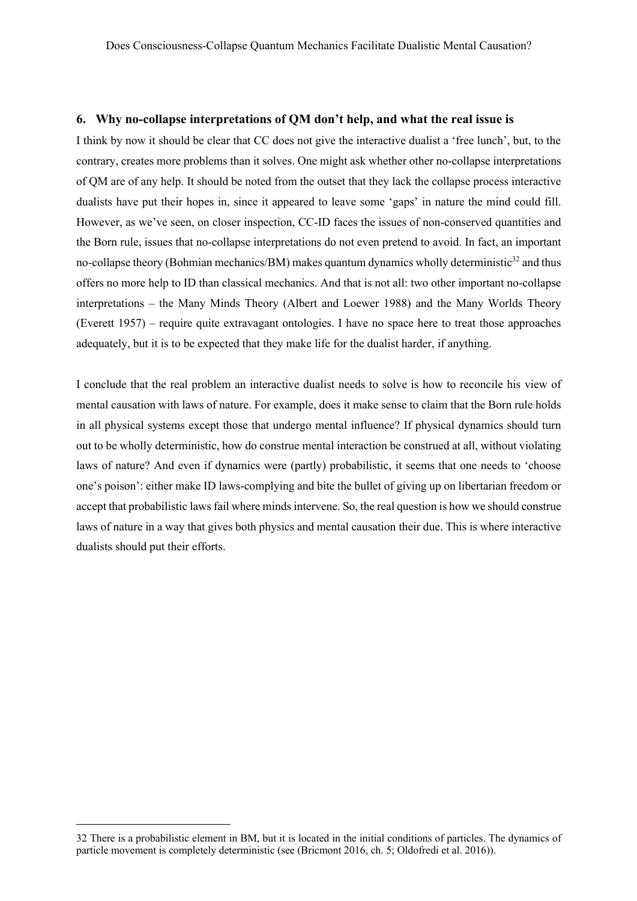## 6. Why no-collapse interpretations of QM don't help, and what the real issue is

I think by now it should be clear that CC does not give the interactive dualist a 'free lunch', but, to the contrary, creates more problems than it solves. One might ask whether other no-collapse interpretations of QM are of any help. It should be noted from the outset that they lack the collapse process interactive dualists have put their hopes in, since it appeared to leave some 'gaps' in nature the mind could fill. However, as we've seen, on closer inspection, CC-ID faces the issues of non-conserved quantities and the Born rule, issues that no-collapse interpretations do not even pretend to avoid. In fact, an important no-collapse theory (Bohmian mechanics/BM) makes quantum dynamics wholly deterministic[32] and thus offers no more help to ID than classical mechanics. And that is not all: two other important no-collapse interpretations – the Many Minds Theory (Albert and Loewer 1988) and the Many Worlds Theory (Everett 1957) – require quite extravagant ontologies. I have no space here to treat those approaches adequately, but it is to be expected that they make life for the dualist harder, if anything.

I conclude that the real problem an interactive dualist needs to solve is how to reconcile his view of mental causation with laws of nature. For example, does it make sense to claim that the Born rule holds in all physical systems except those that undergo mental influence? If physical dynamics should turn out to be wholly deterministic, how do construe mental interaction be construed at all, without violating laws of nature? And even if dynamics were (partly) probabilistic, it seems that one needs to 'choose one's poison': either make ID laws-complying and bite the bullet of giving up on libertarian freedom or accept that probabilistic laws fail where minds intervene. So, the real question is how we should construe laws of nature in a way that gives both physics and mental causation their due. This is where interactive dualists should put their efforts.

---

32 There is a probabilistic element in BM, but it is located in the initial conditions of particles. The dynamics of particle movement is completely deterministic (see (Bricmont 2016, ch. 5; Oldofredi et al. 2016)).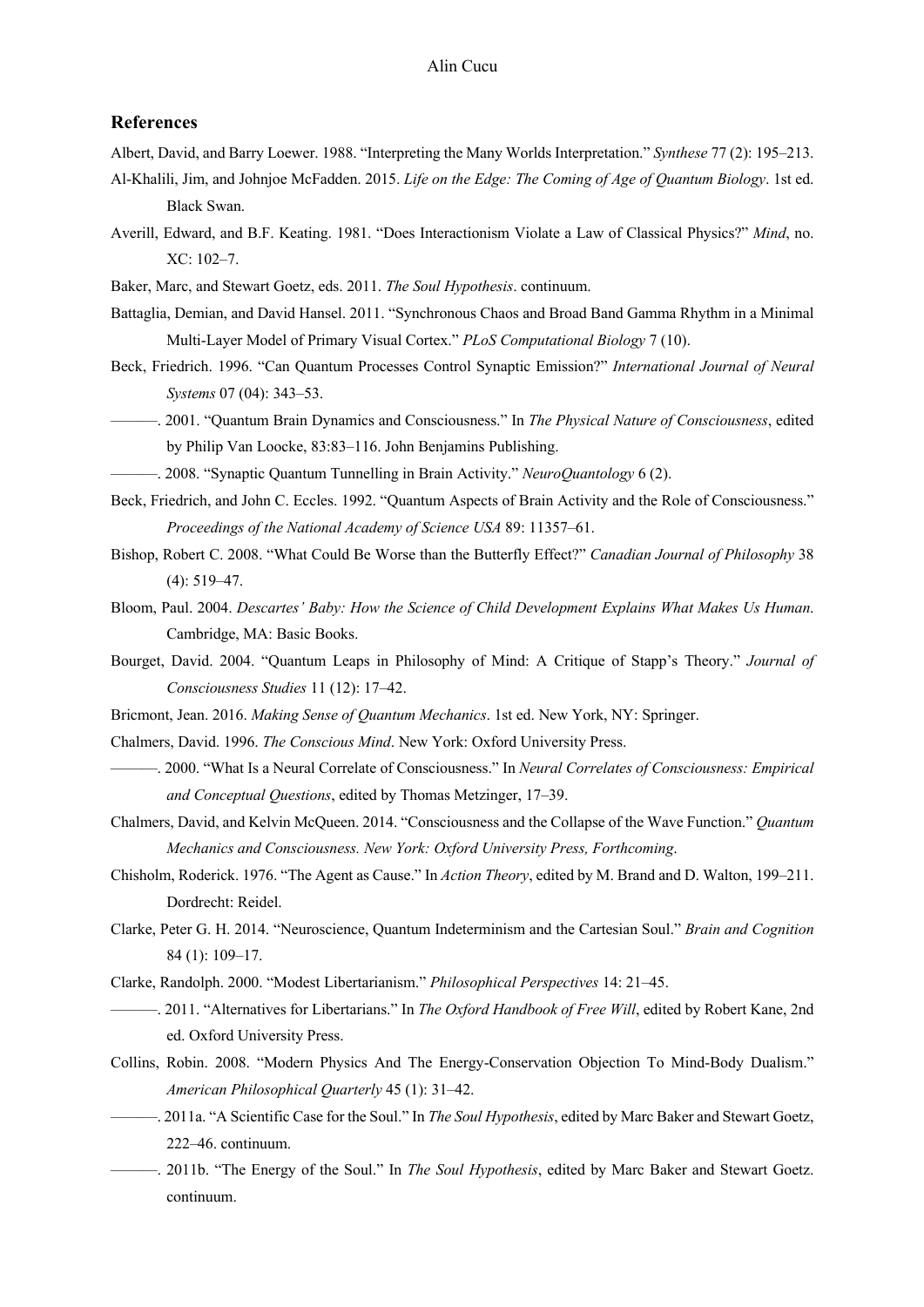## References

Albert, David, and Barry Loewer. 1988. "Interpreting the Many Worlds Interpretation." *Synthese* 77 (2): 195–213.

Al-Khalili, Jim, and Johnjoe McFadden. 2015. *Life on the Edge: The Coming of Age of Quantum Biology*. 1st ed. Black Swan.

Averill, Edward, and B.F. Keating. 1981. "Does Interactionism Violate a Law of Classical Physics?" *Mind*, no. XC: 102–7.

Baker, Marc, and Stewart Goetz, eds. 2011. *The Soul Hypothesis*. continuum.

Battaglia, Demian, and David Hansel. 2011. "Synchronous Chaos and Broad Band Gamma Rhythm in a Minimal Multi-Layer Model of Primary Visual Cortex." *PLoS Computational Biology* 7 (10).

Beck, Friedrich. 1996. "Can Quantum Processes Control Synaptic Emission?" *International Journal of Neural Systems* 07 (04): 343–53.

———. 2001. "Quantum Brain Dynamics and Consciousness." In *The Physical Nature of Consciousness*, edited by Philip Van Loocke, 83:83–116. John Benjamins Publishing.

———. 2008. "Synaptic Quantum Tunnelling in Brain Activity." *NeuroQuantology* 6 (2).

Beck, Friedrich, and John C. Eccles. 1992. "Quantum Aspects of Brain Activity and the Role of Consciousness." *Proceedings of the National Academy of Science USA* 89: 11357–61.

Bishop, Robert C. 2008. "What Could Be Worse than the Butterfly Effect?" *Canadian Journal of Philosophy* 38 (4): 519–47.

Bloom, Paul. 2004. *Descartes' Baby: How the Science of Child Development Explains What Makes Us Human*. Cambridge, MA: Basic Books.

Bourget, David. 2004. "Quantum Leaps in Philosophy of Mind: A Critique of Stapp's Theory." *Journal of Consciousness Studies* 11 (12): 17–42.

Bricmont, Jean. 2016. *Making Sense of Quantum Mechanics*. 1st ed. New York, NY: Springer.

Chalmers, David. 1996. *The Conscious Mind*. New York: Oxford University Press.

———. 2000. "What Is a Neural Correlate of Consciousness." In *Neural Correlates of Consciousness: Empirical and Conceptual Questions*, edited by Thomas Metzinger, 17–39.

Chalmers, David, and Kelvin McQueen. 2014. "Consciousness and the Collapse of the Wave Function." *Quantum Mechanics and Consciousness. New York: Oxford University Press, Forthcoming*.

Chisholm, Roderick. 1976. "The Agent as Cause." In *Action Theory*, edited by M. Brand and D. Walton, 199–211. Dordrecht: Reidel.

Clarke, Peter G. H. 2014. "Neuroscience, Quantum Indeterminism and the Cartesian Soul." *Brain and Cognition* 84 (1): 109–17.

Clarke, Randolph. 2000. "Modest Libertarianism." *Philosophical Perspectives* 14: 21–45.

———. 2011. "Alternatives for Libertarians." In *The Oxford Handbook of Free Will*, edited by Robert Kane, 2nd ed. Oxford University Press.

Collins, Robin. 2008. "Modern Physics And The Energy-Conservation Objection To Mind-Body Dualism." *American Philosophical Quarterly* 45 (1): 31–42.

———. 2011a. "A Scientific Case for the Soul." In *The Soul Hypothesis*, edited by Marc Baker and Stewart Goetz, 222–46. continuum.

———. 2011b. "The Energy of the Soul." In *The Soul Hypothesis*, edited by Marc Baker and Stewart Goetz. continuum.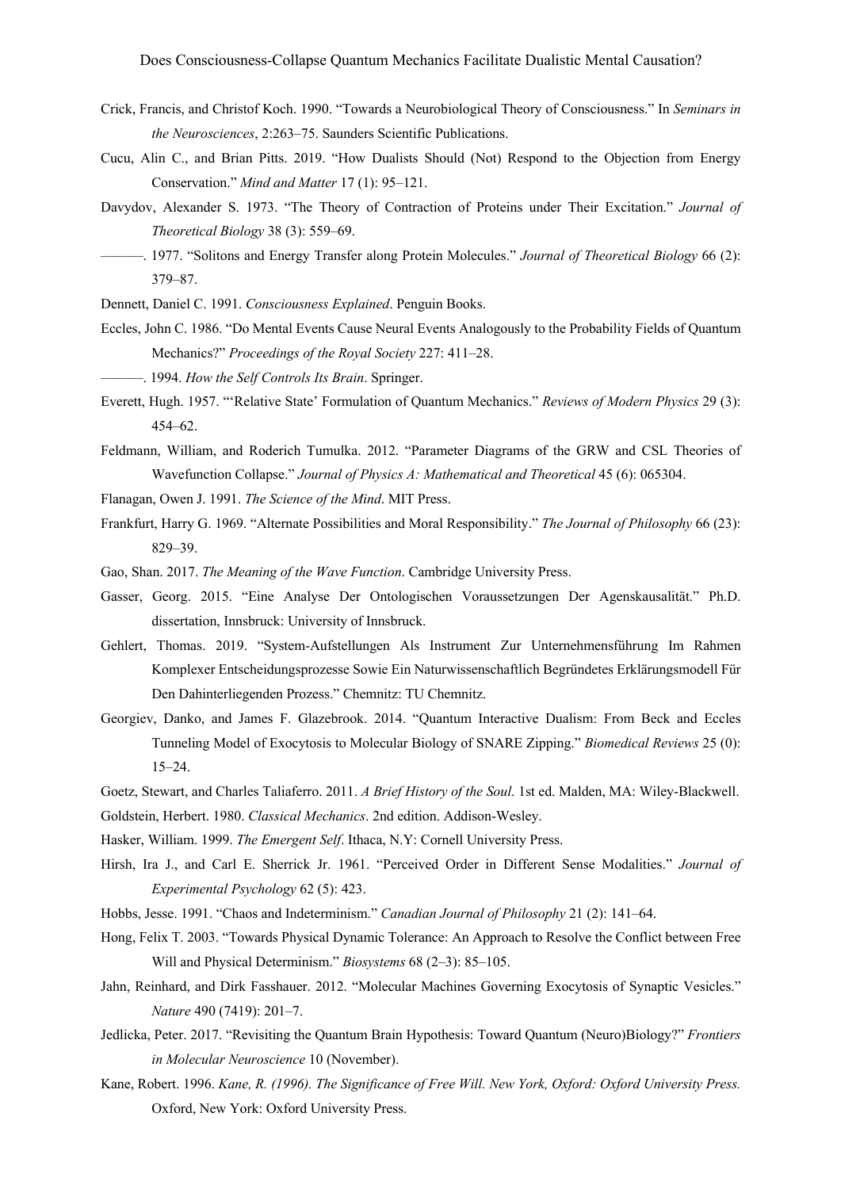Crick, Francis, and Christof Koch. 1990. "Towards a Neurobiological Theory of Consciousness." In *Seminars in the Neurosciences*, 2:263–75. Saunders Scientific Publications.

Cucu, Alin C., and Brian Pitts. 2019. "How Dualists Should (Not) Respond to the Objection from Energy Conservation." *Mind and Matter* 17 (1): 95–121.

Davydov, Alexander S. 1973. "The Theory of Contraction of Proteins under Their Excitation." *Journal of Theoretical Biology* 38 (3): 559–69.

———. 1977. "Solitons and Energy Transfer along Protein Molecules." *Journal of Theoretical Biology* 66 (2): 379–87.

Dennett, Daniel C. 1991. *Consciousness Explained*. Penguin Books.

Eccles, John C. 1986. "Do Mental Events Cause Neural Events Analogously to the Probability Fields of Quantum Mechanics?" *Proceedings of the Royal Society* 227: 411–28.

———. 1994. *How the Self Controls Its Brain*. Springer.

Everett, Hugh. 1957. "'Relative State' Formulation of Quantum Mechanics." *Reviews of Modern Physics* 29 (3): 454–62.

Feldmann, William, and Roderich Tumulka. 2012. "Parameter Diagrams of the GRW and CSL Theories of Wavefunction Collapse." *Journal of Physics A: Mathematical and Theoretical* 45 (6): 065304.

Flanagan, Owen J. 1991. *The Science of the Mind*. MIT Press.

Frankfurt, Harry G. 1969. "Alternate Possibilities and Moral Responsibility." *The Journal of Philosophy* 66 (23): 829–39.

Gao, Shan. 2017. *The Meaning of the Wave Function*. Cambridge University Press.

Gasser, Georg. 2015. "Eine Analyse Der Ontologischen Voraussetzungen Der Agenskausalität." Ph.D. dissertation, Innsbruck: University of Innsbruck.

Gehlert, Thomas. 2019. "System-Aufstellungen Als Instrument Zur Unternehmensführung Im Rahmen Komplexer Entscheidungsprozesse Sowie Ein Naturwissenschaftlich Begründetes Erklärungsmodell Für Den Dahinterliegenden Prozess." Chemnitz: TU Chemnitz.

Georgiev, Danko, and James F. Glazebrook. 2014. "Quantum Interactive Dualism: From Beck and Eccles Tunneling Model of Exocytosis to Molecular Biology of SNARE Zipping." *Biomedical Reviews* 25 (0): 15–24.

Goetz, Stewart, and Charles Taliaferro. 2011. *A Brief History of the Soul*. 1st ed. Malden, MA: Wiley-Blackwell.

Goldstein, Herbert. 1980. *Classical Mechanics*. 2nd edition. Addison-Wesley.

Hasker, William. 1999. *The Emergent Self*. Ithaca, N.Y: Cornell University Press.

Hirsh, Ira J., and Carl E. Sherrick Jr. 1961. "Perceived Order in Different Sense Modalities." *Journal of Experimental Psychology* 62 (5): 423.

Hobbs, Jesse. 1991. "Chaos and Indeterminism." *Canadian Journal of Philosophy* 21 (2): 141–64.

Hong, Felix T. 2003. "Towards Physical Dynamic Tolerance: An Approach to Resolve the Conflict between Free Will and Physical Determinism." *Biosystems* 68 (2–3): 85–105.

Jahn, Reinhard, and Dirk Fasshauer. 2012. "Molecular Machines Governing Exocytosis of Synaptic Vesicles." *Nature* 490 (7419): 201–7.

Jedlicka, Peter. 2017. "Revisiting the Quantum Brain Hypothesis: Toward Quantum (Neuro)Biology?" *Frontiers in Molecular Neuroscience* 10 (November).

Kane, Robert. 1996. *Kane, R. (1996). The Significance of Free Will. New York, Oxford: Oxford University Press.* Oxford, New York: Oxford University Press.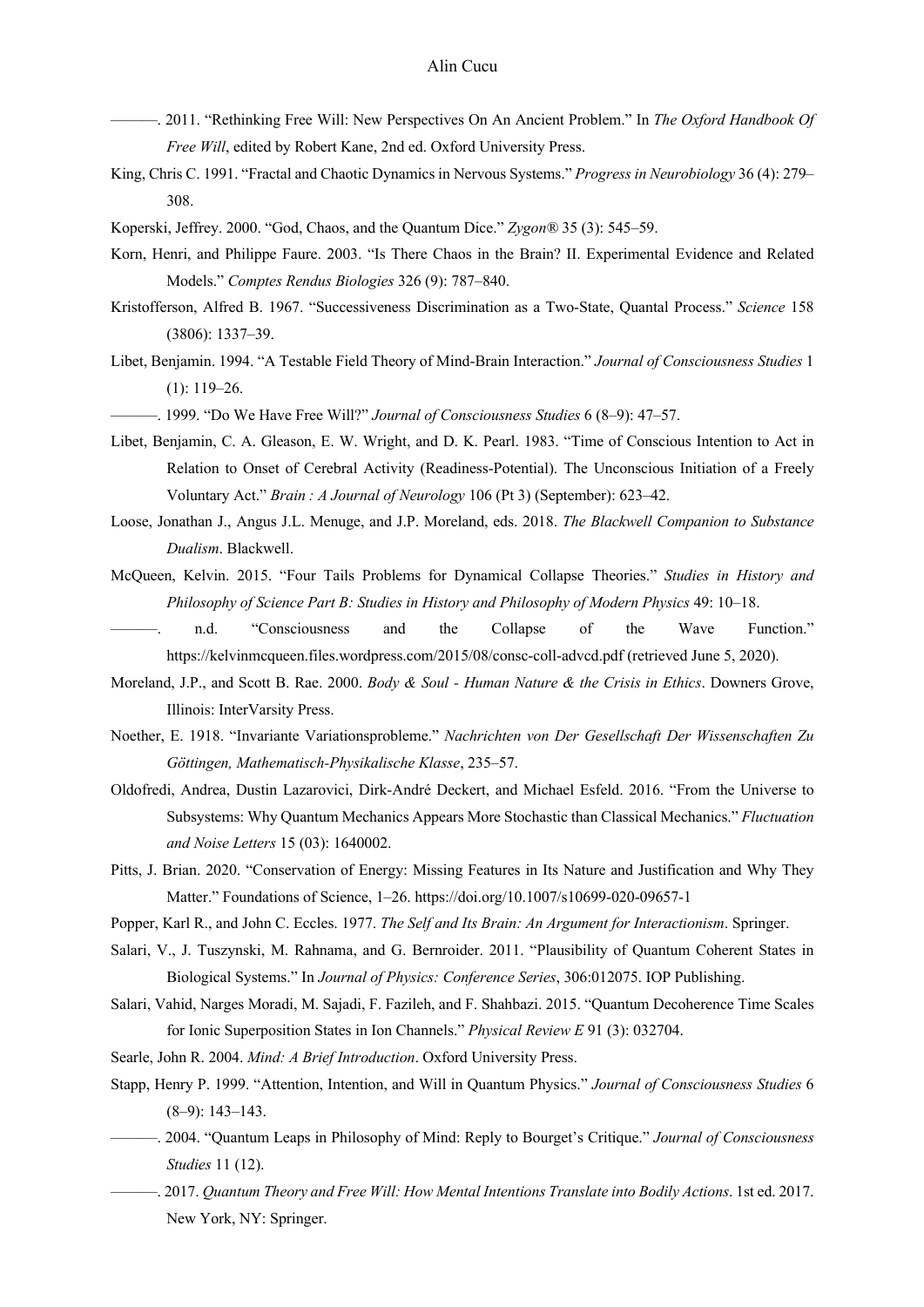———. 2011. “Rethinking Free Will: New Perspectives On An Ancient Problem.” In *The Oxford Handbook Of Free Will*, edited by Robert Kane, 2nd ed. Oxford University Press.

King, Chris C. 1991. “Fractal and Chaotic Dynamics in Nervous Systems.” *Progress in Neurobiology* 36 (4): 279–308.

Koperski, Jeffrey. 2000. “God, Chaos, and the Quantum Dice.” *Zygon®* 35 (3): 545–59.

Korn, Henri, and Philippe Faure. 2003. “Is There Chaos in the Brain? II. Experimental Evidence and Related Models.” *Comptes Rendus Biologies* 326 (9): 787–840.

Kristofferson, Alfred B. 1967. “Successiveness Discrimination as a Two-State, Quantal Process.” *Science* 158 (3806): 1337–39.

Libet, Benjamin. 1994. “A Testable Field Theory of Mind-Brain Interaction.” *Journal of Consciousness Studies* 1 (1): 119–26.

———. 1999. “Do We Have Free Will?” *Journal of Consciousness Studies* 6 (8–9): 47–57.

Libet, Benjamin, C. A. Gleason, E. W. Wright, and D. K. Pearl. 1983. “Time of Conscious Intention to Act in Relation to Onset of Cerebral Activity (Readiness-Potential). The Unconscious Initiation of a Freely Voluntary Act.” *Brain : A Journal of Neurology* 106 (Pt 3) (September): 623–42.

Loose, Jonathan J., Angus J.L. Menuge, and J.P. Moreland, eds. 2018. *The Blackwell Companion to Substance Dualism*. Blackwell.

McQueen, Kelvin. 2015. “Four Tails Problems for Dynamical Collapse Theories.” *Studies in History and Philosophy of Science Part B: Studies in History and Philosophy of Modern Physics* 49: 10–18.

———. n.d. “Consciousness and the Collapse of the Wave Function.” https://kelvinmcqueen.files.wordpress.com/2015/08/consc-coll-advcd.pdf (retrieved June 5, 2020).

Moreland, J.P., and Scott B. Rae. 2000. *Body & Soul - Human Nature & the Crisis in Ethics*. Downers Grove, Illinois: InterVarsity Press.

Noether, E. 1918. “Invariante Variationsprobleme.” *Nachrichten von Der Gesellschaft Der Wissenschaften Zu Göttingen, Mathematisch-Physikalische Klasse*, 235–57.

Oldofredi, Andrea, Dustin Lazarovici, Dirk-André Deckert, and Michael Esfeld. 2016. “From the Universe to Subsystems: Why Quantum Mechanics Appears More Stochastic than Classical Mechanics.” *Fluctuation and Noise Letters* 15 (03): 1640002.

Pitts, J. Brian. 2020. “Conservation of Energy: Missing Features in Its Nature and Justification and Why They Matter.” Foundations of Science, 1–26. https://doi.org/10.1007/s10699-020-09657-1

Popper, Karl R., and John C. Eccles. 1977. *The Self and Its Brain: An Argument for Interactionism*. Springer.

Salari, V., J. Tuszynski, M. Rahnama, and G. Bernroider. 2011. “Plausibility of Quantum Coherent States in Biological Systems.” In *Journal of Physics: Conference Series*, 306:012075. IOP Publishing.

Salari, Vahid, Narges Moradi, M. Sajadi, F. Fazileh, and F. Shahbazi. 2015. “Quantum Decoherence Time Scales for Ionic Superposition States in Ion Channels.” *Physical Review E* 91 (3): 032704.

Searle, John R. 2004. *Mind: A Brief Introduction*. Oxford University Press.

Stapp, Henry P. 1999. “Attention, Intention, and Will in Quantum Physics.” *Journal of Consciousness Studies* 6 (8–9): 143–143.

———. 2004. “Quantum Leaps in Philosophy of Mind: Reply to Bourget’s Critique.” *Journal of Consciousness Studies* 11 (12).

———. 2017. *Quantum Theory and Free Will: How Mental Intentions Translate into Bodily Actions*. 1st ed. 2017. New York, NY: Springer.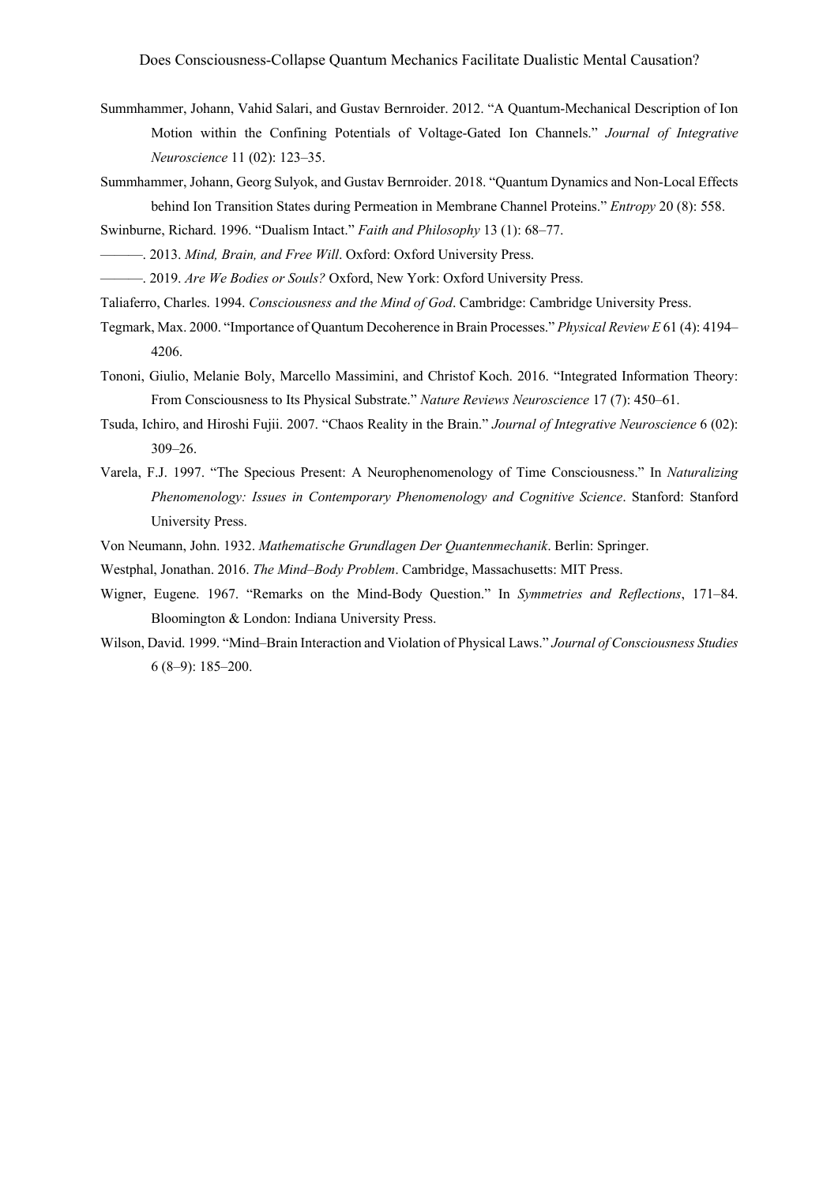Summhammer, Johann, Vahid Salari, and Gustav Bernroider. 2012. "A Quantum-Mechanical Description of Ion Motion within the Confining Potentials of Voltage-Gated Ion Channels." *Journal of Integrative Neuroscience* 11 (02): 123–35.

Summhammer, Johann, Georg Sulyok, and Gustav Bernroider. 2018. "Quantum Dynamics and Non-Local Effects behind Ion Transition States during Permeation in Membrane Channel Proteins." *Entropy* 20 (8): 558.

Swinburne, Richard. 1996. "Dualism Intact." *Faith and Philosophy* 13 (1): 68–77.

———. 2013. *Mind, Brain, and Free Will*. Oxford: Oxford University Press.

———. 2019. *Are We Bodies or Souls?* Oxford, New York: Oxford University Press.

Taliaferro, Charles. 1994. *Consciousness and the Mind of God*. Cambridge: Cambridge University Press.

Tegmark, Max. 2000. "Importance of Quantum Decoherence in Brain Processes." *Physical Review E* 61 (4): 4194–4206.

Tononi, Giulio, Melanie Boly, Marcello Massimini, and Christof Koch. 2016. "Integrated Information Theory: From Consciousness to Its Physical Substrate." *Nature Reviews Neuroscience* 17 (7): 450–61.

Tsuda, Ichiro, and Hiroshi Fujii. 2007. "Chaos Reality in the Brain." *Journal of Integrative Neuroscience* 6 (02): 309–26.

Varela, F.J. 1997. "The Specious Present: A Neurophenomenology of Time Consciousness." In *Naturalizing Phenomenology: Issues in Contemporary Phenomenology and Cognitive Science*. Stanford: Stanford University Press.

Von Neumann, John. 1932. *Mathematische Grundlagen Der Quantenmechanik*. Berlin: Springer.

Westphal, Jonathan. 2016. *The Mind–Body Problem*. Cambridge, Massachusetts: MIT Press.

Wigner, Eugene. 1967. "Remarks on the Mind-Body Question." In *Symmetries and Reflections*, 171–84. Bloomington & London: Indiana University Press.

Wilson, David. 1999. "Mind–Brain Interaction and Violation of Physical Laws." *Journal of Consciousness Studies* 6 (8–9): 185–200.